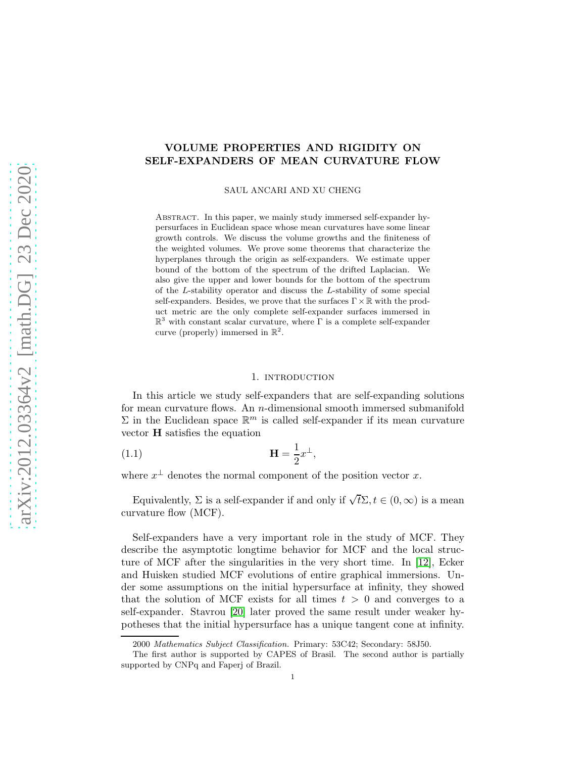# VOLUME PROPERTIES AND RIGIDITY ON SELF-EXPANDERS OF MEAN CURVATURE FLOW

SAUL ANCARI AND XU CHENG

Abstract. In this paper, we mainly study immersed self-expander hypersurfaces in Euclidean space whose mean curvatures have some linear growth controls. We discuss the volume growths and the finiteness of the weighted volumes. We prove some theorems that characterize the hyperplanes through the origin as self-expanders. We estimate upper bound of the bottom of the spectrum of the drifted Laplacian. We also give the upper and lower bounds for the bottom of the spectrum of the $L$-stability operator and discuss the $L$-stability of some special self-expanders. Besides, we prove that the surfaces $\Gamma \times \mathbb{R}$ with the product metric are the only complete self-expander surfaces immersed in $\mathbb{R}^3$ with constant scalar curvature, where $\Gamma$ is a complete self-expander curve (properly) immersed in $\mathbb{R}^2$.

## 1. introduction

In this article we study self-expanders that are self-expanding solutions for mean curvature flows. An $n$-dimensional smooth immersed submanifold $\Sigma$ in the Euclidean space $\mathbb{R}^m$ is called self-expander if its mean curvature vector $\mathbf{H}$ satisfies the equation

$$\mathbf{H} = \frac{1}{2}x^{\perp}, \tag{1.1}$$

where $x^{\perp}$ denotes the normal component of the position vector $x$.

Equivalently, $\Sigma$ is a self-expander if and only if $\sqrt{t}\Sigma, t \in (0, \infty)$ is a mean curvature flow (MCF).

Self-expanders have a very important role in the study of MCF. They describe the asymptotic longtime behavior for MCF and the local structure of MCF after the singularities in the very short time. In [12], Ecker and Huisken studied MCF evolutions of entire graphical immersions. Under some assumptions on the initial hypersurface at infinity, they showed that the solution of MCF exists for all times $t > 0$ and converges to a self-expander. Stavrou [20] later proved the same result under weaker hypotheses that the initial hypersurface has a unique tangent cone at infinity.

2000 *Mathematics Subject Classification.* Primary: 53C42; Secondary: 58J50.

The first author is supported by CAPES of Brasil. The second author is partially supported by CNPq and Faperj of Brazil.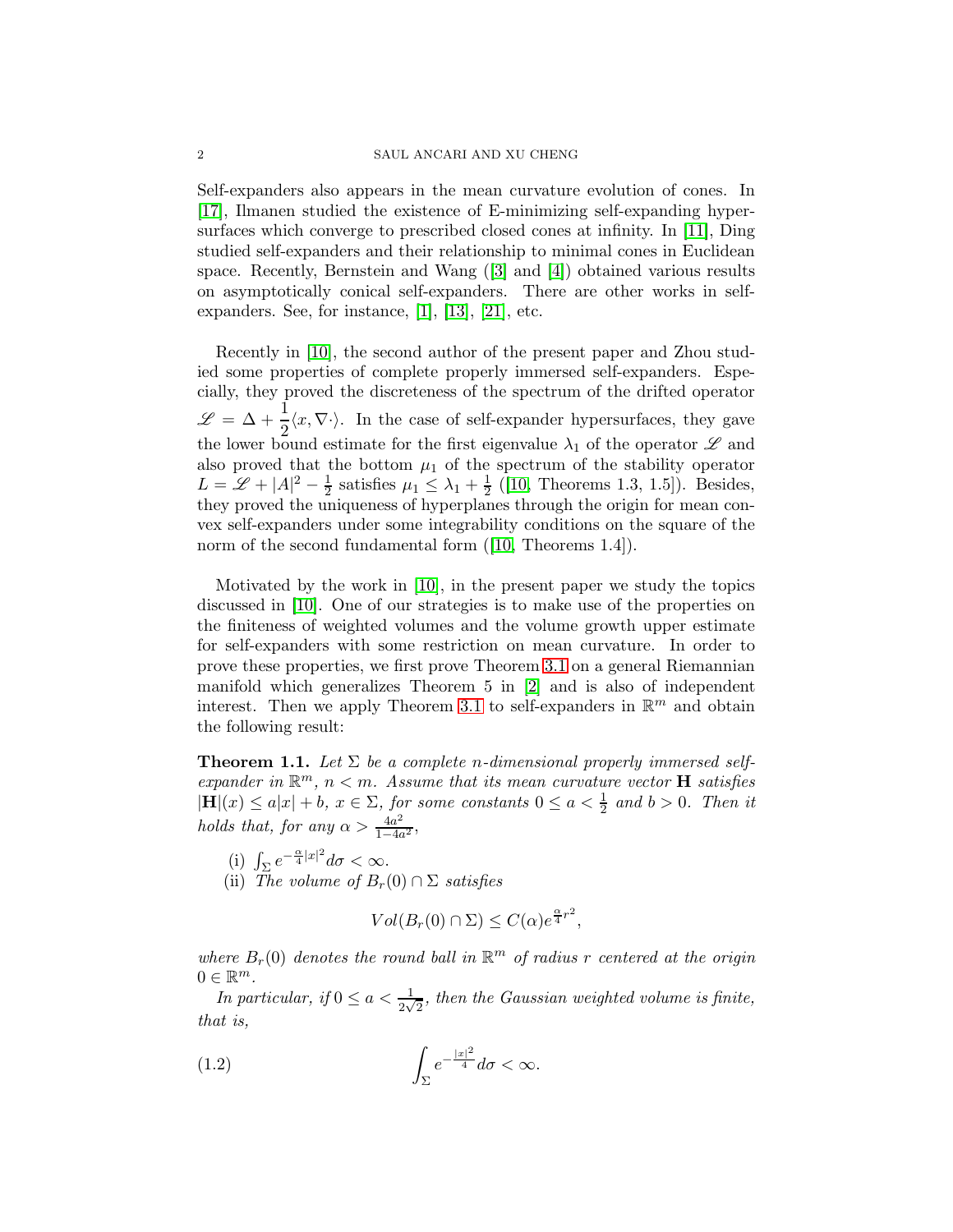Self-expanders also appears in the mean curvature evolution of cones. In [17], Ilmanen studied the existence of E-minimizing self-expanding hypersurfaces which converge to prescribed closed cones at infinity. In [11], Ding studied self-expanders and their relationship to minimal cones in Euclidean space. Recently, Bernstein and Wang ([3] and [4]) obtained various results on asymptotically conical self-expanders. There are other works in self-expanders. See, for instance, [1], [13], [21], etc.

Recently in [10], the second author of the present paper and Zhou studied some properties of complete properly immersed self-expanders. Especially, they proved the discreteness of the spectrum of the drifted operator $\mathscr{L} = \Delta + \frac{1}{2}\langle x, \nabla \cdot \rangle$. In the case of self-expander hypersurfaces, they gave the lower bound estimate for the first eigenvalue $\lambda_1$ of the operator $\mathscr{L}$ and also proved that the bottom $\mu_1$ of the spectrum of the stability operator $L = \mathscr{L} + |A|^2 - \frac{1}{2}$ satisfies $\mu_1 \leq \lambda_1 + \frac{1}{2}$ ([10, Theorems 1.3, 1.5]). Besides, they proved the uniqueness of hyperplanes through the origin for mean convex self-expanders under some integrability conditions on the square of the norm of the second fundamental form ([10, Theorems 1.4]).

Motivated by the work in [10], in the present paper we study the topics discussed in [10]. One of our strategies is to make use of the properties on the finiteness of weighted volumes and the volume growth upper estimate for self-expanders with some restriction on mean curvature. In order to prove these properties, we first prove Theorem 3.1 on a general Riemannian manifold which generalizes Theorem 5 in [2] and is also of independent interest. Then we apply Theorem 3.1 to self-expanders in $\mathbb{R}^m$ and obtain the following result:

**Theorem 1.1.** *Let $\Sigma$ be a complete $n$-dimensional properly immersed self-expander in $\mathbb{R}^m$, $n < m$. Assume that its mean curvature vector $\mathbf{H}$ satisfies $|\mathbf{H}|(x) \leq a|x| + b$, $x \in \Sigma$, for some constants $0 \leq a < \frac{1}{2}$ and $b > 0$. Then it holds that, for any $\alpha > \frac{4a^2}{1-4a^2}$,*

(i) $\int_\Sigma e^{-\frac{\alpha}{4}|x|^2} d\sigma < \infty$.

(ii) *The volume of $B_r(0) \cap \Sigma$ satisfies*

$$Vol(B_r(0) \cap \Sigma) \leq C(\alpha) e^{\frac{\alpha}{4} r^2},$$

*where $B_r(0)$ denotes the round ball in $\mathbb{R}^m$ of radius $r$ centered at the origin $0 \in \mathbb{R}^m$.*

*In particular, if $0 \leq a < \frac{1}{2\sqrt{2}}$, then the Gaussian weighted volume is finite, that is,*

$$\int_\Sigma e^{-\frac{|x|^2}{4}} d\sigma < \infty. \tag{1.2}$$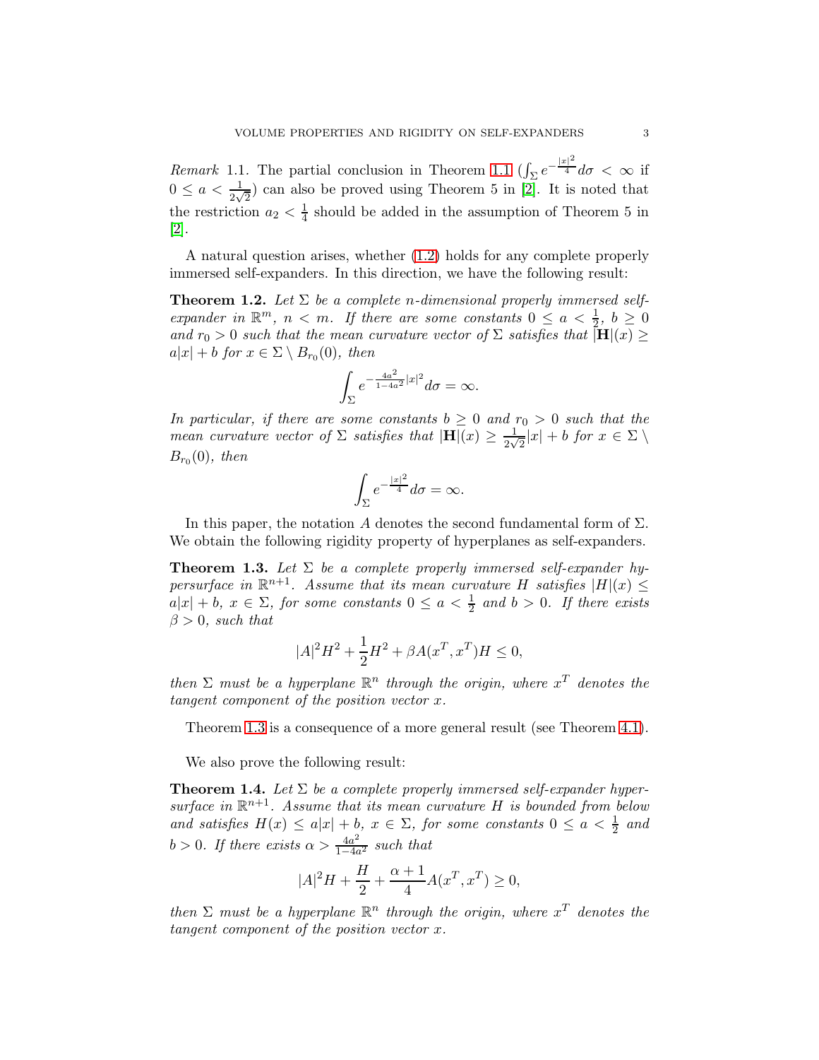*Remark* 1.1. The partial conclusion in Theorem 1.1 ($\int_\Sigma e^{-\frac{|x|^2}{4}} d\sigma < \infty$ if $0 \leq a < \frac{1}{2\sqrt{2}}$) can also be proved using Theorem 5 in [2]. It is noted that the restriction $a_2 < \frac{1}{4}$ should be added in the assumption of Theorem 5 in [2].

A natural question arises, whether (1.2) holds for any complete properly immersed self-expanders. In this direction, we have the following result:

**Theorem 1.2.** *Let $\Sigma$ be a complete $n$-dimensional properly immersed self-expander in $\mathbb{R}^m$, $n < m$. If there are some constants $0 \leq a < \frac{1}{2}$, $b \geq 0$ and $r_0 > 0$ such that the mean curvature vector of $\Sigma$ satisfies that $|\mathbf{H}|(x) \geq a|x| + b$ for $x \in \Sigma \setminus B_{r_0}(0)$, then*

$$\int_\Sigma e^{-\frac{4a^2}{1-4a^2}|x|^2} d\sigma = \infty.$$

*In particular, if there are some constants $b \geq 0$ and $r_0 > 0$ such that the mean curvature vector of $\Sigma$ satisfies that $|\mathbf{H}|(x) \geq \frac{1}{2\sqrt{2}}|x| + b$ for $x \in \Sigma \setminus B_{r_0}(0)$, then*

$$\int_\Sigma e^{-\frac{|x|^2}{4}} d\sigma = \infty.$$

In this paper, the notation $A$ denotes the second fundamental form of $\Sigma$. We obtain the following rigidity property of hyperplanes as self-expanders.

**Theorem 1.3.** *Let $\Sigma$ be a complete properly immersed self-expander hypersurface in $\mathbb{R}^{n+1}$. Assume that its mean curvature $H$ satisfies $|H|(x) \leq a|x| + b$, $x \in \Sigma$, for some constants $0 \leq a < \frac{1}{2}$ and $b > 0$. If there exists $\beta > 0$, such that*

$$|A|^2 H^2 + \frac{1}{2}H^2 + \beta A(x^T, x^T)H \leq 0,$$

*then $\Sigma$ must be a hyperplane $\mathbb{R}^n$ through the origin, where $x^T$ denotes the tangent component of the position vector $x$.*

Theorem 1.3 is a consequence of a more general result (see Theorem 4.1).

We also prove the following result:

**Theorem 1.4.** *Let $\Sigma$ be a complete properly immersed self-expander hypersurface in $\mathbb{R}^{n+1}$. Assume that its mean curvature $H$ is bounded from below and satisfies $H(x) \leq a|x| + b$, $x \in \Sigma$, for some constants $0 \leq a < \frac{1}{2}$ and $b > 0$. If there exists $\alpha > \frac{4a^2}{1-4a^2}$ such that*

$$|A|^2 H + \frac{H}{2} + \frac{\alpha + 1}{4} A(x^T, x^T) \geq 0,$$

*then $\Sigma$ must be a hyperplane $\mathbb{R}^n$ through the origin, where $x^T$ denotes the tangent component of the position vector $x$.*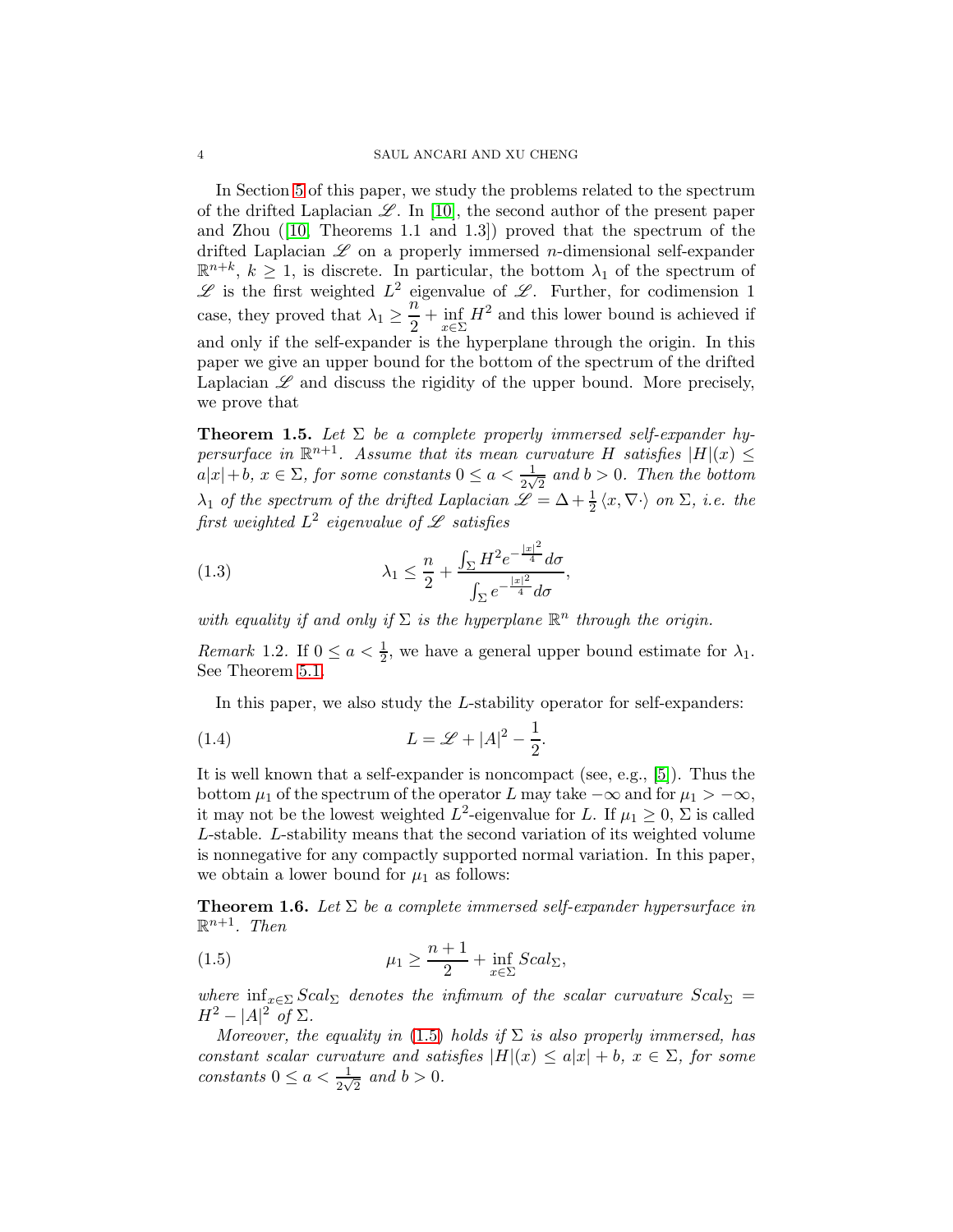In Section 5 of this paper, we study the problems related to the spectrum of the drifted Laplacian $\mathscr{L}$. In [10], the second author of the present paper and Zhou ([10, Theorems 1.1 and 1.3]) proved that the spectrum of the drifted Laplacian $\mathscr{L}$ on a properly immersed $n$-dimensional self-expander $\mathbb{R}^{n+k}$, $k \geq 1$, is discrete. In particular, the bottom $\lambda_1$ of the spectrum of $\mathscr{L}$ is the first weighted $L^2$ eigenvalue of $\mathscr{L}$. Further, for codimension 1 case, they proved that $\lambda_1 \geq \frac{n}{2} + \inf_{x\in\Sigma} H^2$ and this lower bound is achieved if and only if the self-expander is the hyperplane through the origin. In this paper we give an upper bound for the bottom of the spectrum of the drifted Laplacian $\mathscr{L}$ and discuss the rigidity of the upper bound. More precisely, we prove that

**Theorem 1.5.** *Let $\Sigma$ be a complete properly immersed self-expander hypersurface in $\mathbb{R}^{n+1}$. Assume that its mean curvature $H$ satisfies $|H|(x) \leq a|x|+b$, $x \in \Sigma$, for some constants $0 \leq a < \frac{1}{2\sqrt{2}}$ and $b > 0$. Then the bottom $\lambda_1$ of the spectrum of the drifted Laplacian $\mathscr{L} = \Delta + \frac{1}{2}\langle x, \nabla\cdot\rangle$ on $\Sigma$, i.e. the first weighted $L^2$ eigenvalue of $\mathscr{L}$ satisfies*

$$\lambda_1 \leq \frac{n}{2} + \frac{\int_\Sigma H^2 e^{-\frac{|x|^2}{4}} d\sigma}{\int_\Sigma e^{-\frac{|x|^2}{4}} d\sigma}, \tag{1.3}$$

*with equality if and only if $\Sigma$ is the hyperplane $\mathbb{R}^n$ through the origin.*

*Remark* 1.2. If $0 \leq a < \frac{1}{2}$, we have a general upper bound estimate for $\lambda_1$. See Theorem 5.1.

In this paper, we also study the $L$-stability operator for self-expanders:

$$L = \mathscr{L} + |A|^2 - \frac{1}{2}. \tag{1.4}$$

It is well known that a self-expander is noncompact (see, e.g., [5]). Thus the bottom $\mu_1$ of the spectrum of the operator $L$ may take $-\infty$ and for $\mu_1 > -\infty$, it may not be the lowest weighted $L^2$-eigenvalue for $L$. If $\mu_1 \geq 0$, $\Sigma$ is called $L$-stable. $L$-stability means that the second variation of its weighted volume is nonnegative for any compactly supported normal variation. In this paper, we obtain a lower bound for $\mu_1$ as follows:

**Theorem 1.6.** *Let $\Sigma$ be a complete immersed self-expander hypersurface in $\mathbb{R}^{n+1}$. Then*

$$\mu_1 \geq \frac{n+1}{2} + \inf_{x\in\Sigma} Scal_\Sigma, \tag{1.5}$$

*where $\inf_{x\in\Sigma} Scal_\Sigma$ denotes the infimum of the scalar curvature $Scal_\Sigma = H^2 - |A|^2$ of $\Sigma$.*

*Moreover, the equality in (1.5) holds if $\Sigma$ is also properly immersed, has constant scalar curvature and satisfies $|H|(x) \leq a|x| + b$, $x \in \Sigma$, for some constants $0 \leq a < \frac{1}{2\sqrt{2}}$ and $b > 0$.*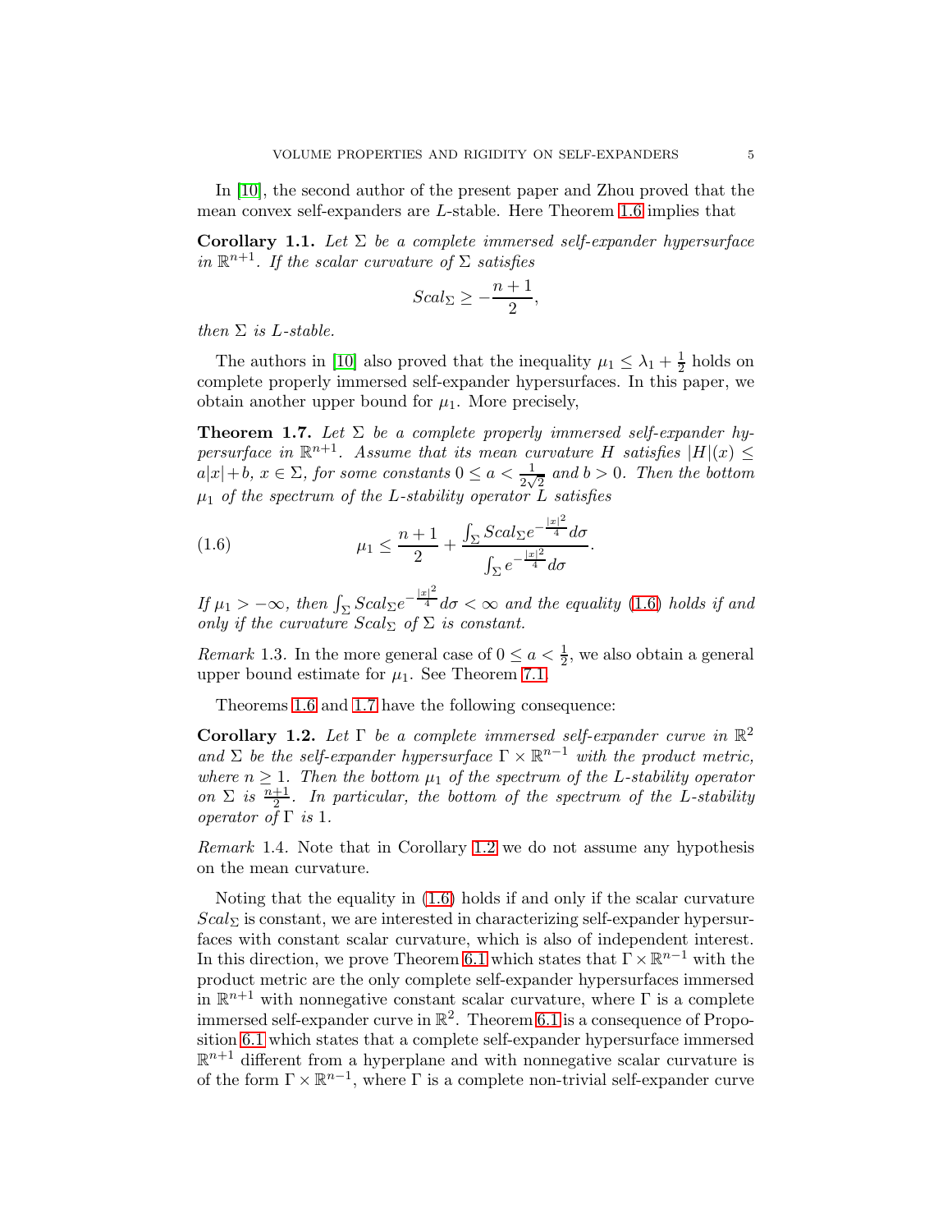In [10], the second author of the present paper and Zhou proved that the mean convex self-expanders are $L$-stable. Here Theorem 1.6 implies that

**Corollary 1.1.** *Let $\Sigma$ be a complete immersed self-expander hypersurface in $\mathbb{R}^{n+1}$. If the scalar curvature of $\Sigma$ satisfies*

$$Scal_\Sigma \geq -\frac{n+1}{2},$$

*then $\Sigma$ is $L$-stable.*

The authors in [10] also proved that the inequality $\mu_1 \leq \lambda_1 + \frac{1}{2}$ holds on complete properly immersed self-expander hypersurfaces. In this paper, we obtain another upper bound for $\mu_1$. More precisely,

**Theorem 1.7.** *Let $\Sigma$ be a complete properly immersed self-expander hypersurface in $\mathbb{R}^{n+1}$. Assume that its mean curvature $H$ satisfies $|H|(x) \leq a|x|+b$, $x \in \Sigma$, for some constants $0 \leq a < \frac{1}{2\sqrt{2}}$ and $b > 0$. Then the bottom $\mu_1$ of the spectrum of the $L$-stability operator $L$ satisfies*

$$\mu_1 \leq \frac{n+1}{2} + \frac{\int_\Sigma Scal_\Sigma e^{-\frac{|x|^2}{4}} d\sigma}{\int_\Sigma e^{-\frac{|x|^2}{4}} d\sigma}. \tag{1.6}$$

*If $\mu_1 > -\infty$, then $\int_\Sigma Scal_\Sigma e^{-\frac{|x|^2}{4}} d\sigma < \infty$ and the equality (1.6) holds if and only if the curvature $Scal_\Sigma$ of $\Sigma$ is constant.*

*Remark* 1.3. In the more general case of $0 \leq a < \frac{1}{2}$, we also obtain a general upper bound estimate for $\mu_1$. See Theorem 7.1.

Theorems 1.6 and 1.7 have the following consequence:

**Corollary 1.2.** *Let $\Gamma$ be a complete immersed self-expander curve in $\mathbb{R}^2$ and $\Sigma$ be the self-expander hypersurface $\Gamma \times \mathbb{R}^{n-1}$ with the product metric, where $n \geq 1$. Then the bottom $\mu_1$ of the spectrum of the $L$-stability operator on $\Sigma$ is $\frac{n+1}{2}$. In particular, the bottom of the spectrum of the $L$-stability operator of $\Gamma$ is 1.*

*Remark* 1.4. Note that in Corollary 1.2 we do not assume any hypothesis on the mean curvature.

Noting that the equality in (1.6) holds if and only if the scalar curvature $Scal_\Sigma$ is constant, we are interested in characterizing self-expander hypersurfaces with constant scalar curvature, which is also of independent interest. In this direction, we prove Theorem 6.1 which states that $\Gamma \times \mathbb{R}^{n-1}$ with the product metric are the only complete self-expander hypersurfaces immersed in $\mathbb{R}^{n+1}$ with nonnegative constant scalar curvature, where $\Gamma$ is a complete immersed self-expander curve in $\mathbb{R}^2$. Theorem 6.1 is a consequence of Proposition 6.1 which states that a complete self-expander hypersurface immersed $\mathbb{R}^{n+1}$ different from a hyperplane and with nonnegative scalar curvature is of the form $\Gamma \times \mathbb{R}^{n-1}$, where $\Gamma$ is a complete non-trivial self-expander curve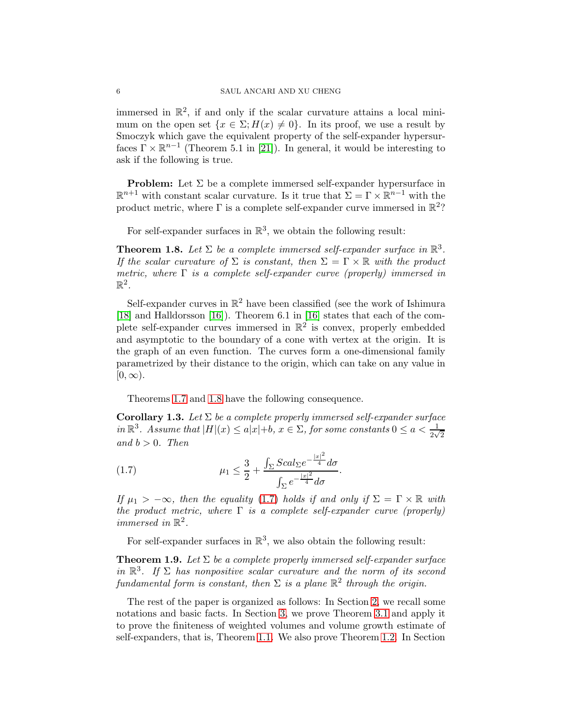immersed in $\mathbb{R}^2$, if and only if the scalar curvature attains a local minimum on the open set $\{x \in \Sigma; H(x) \neq 0\}$. In its proof, we use a result by Smoczyk which gave the equivalent property of the self-expander hypersurfaces $\Gamma \times \mathbb{R}^{n-1}$ (Theorem 5.1 in [21]). In general, it would be interesting to ask if the following is true.

**Problem:** Let $\Sigma$ be a complete immersed self-expander hypersurface in $\mathbb{R}^{n+1}$ with constant scalar curvature. Is it true that $\Sigma = \Gamma \times \mathbb{R}^{n-1}$ with the product metric, where $\Gamma$ is a complete self-expander curve immersed in $\mathbb{R}^2$?

For self-expander surfaces in $\mathbb{R}^3$, we obtain the following result:

**Theorem 1.8.** *Let $\Sigma$ be a complete immersed self-expander surface in $\mathbb{R}^3$. If the scalar curvature of $\Sigma$ is constant, then $\Sigma = \Gamma \times \mathbb{R}$ with the product metric, where $\Gamma$ is a complete self-expander curve (properly) immersed in $\mathbb{R}^2$.*

Self-expander curves in $\mathbb{R}^2$ have been classified (see the work of Ishimura [18] and Halldorsson [16]). Theorem 6.1 in [16] states that each of the complete self-expander curves immersed in $\mathbb{R}^2$ is convex, properly embedded and asymptotic to the boundary of a cone with vertex at the origin. It is the graph of an even function. The curves form a one-dimensional family parametrized by their distance to the origin, which can take on any value in $[0, \infty)$.

Theorems 1.7 and 1.8 have the following consequence.

**Corollary 1.3.** *Let $\Sigma$ be a complete properly immersed self-expander surface in $\mathbb{R}^3$. Assume that $|H|(x) \leq a|x|+b$, $x \in \Sigma$, for some constants $0 \leq a < \frac{1}{2\sqrt{2}}$ and $b > 0$. Then*

$$\mu_1 \leq \frac{3}{2} + \frac{\int_\Sigma Scal_\Sigma e^{-\frac{|x|^2}{4}} d\sigma}{\int_\Sigma e^{-\frac{|x|^2}{4}} d\sigma}. \tag{1.7}$$

*If $\mu_1 > -\infty$, then the equality (1.7) holds if and only if $\Sigma = \Gamma \times \mathbb{R}$ with the product metric, where $\Gamma$ is a complete self-expander curve (properly) immersed in $\mathbb{R}^2$.*

For self-expander surfaces in $\mathbb{R}^3$, we also obtain the following result:

**Theorem 1.9.** *Let $\Sigma$ be a complete properly immersed self-expander surface in $\mathbb{R}^3$. If $\Sigma$ has nonpositive scalar curvature and the norm of its second fundamental form is constant, then $\Sigma$ is a plane $\mathbb{R}^2$ through the origin.*

The rest of the paper is organized as follows: In Section 2, we recall some notations and basic facts. In Section 3, we prove Theorem 3.1 and apply it to prove the finiteness of weighted volumes and volume growth estimate of self-expanders, that is, Theorem 1.1. We also prove Theorem 1.2. In Section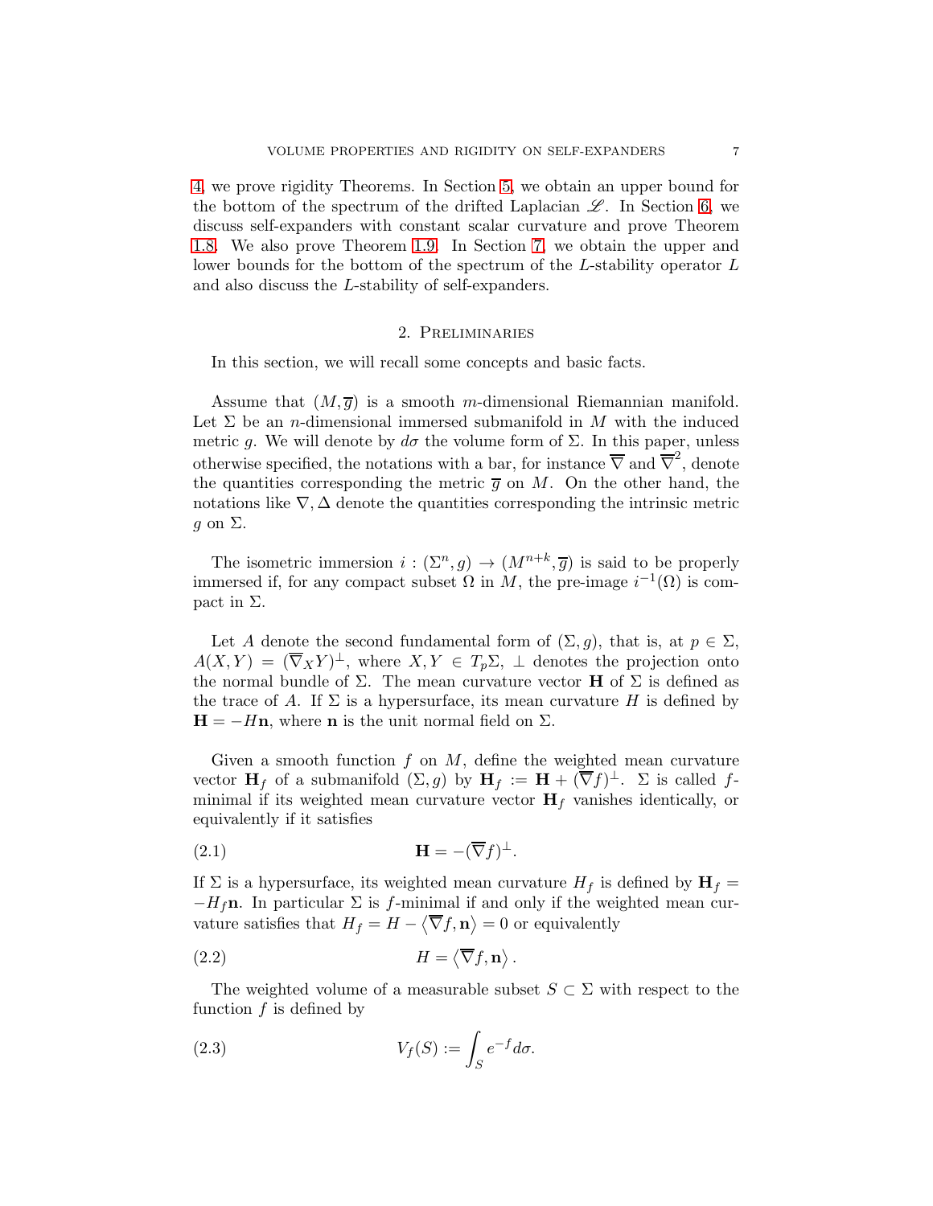4, we prove rigidity Theorems. In Section 5, we obtain an upper bound for the bottom of the spectrum of the drifted Laplacian $\mathscr{L}$. In Section 6, we discuss self-expanders with constant scalar curvature and prove Theorem 1.8. We also prove Theorem 1.9. In Section 7, we obtain the upper and lower bounds for the bottom of the spectrum of the $L$-stability operator $L$ and also discuss the $L$-stability of self-expanders.

## 2. Preliminaries

In this section, we will recall some concepts and basic facts.

Assume that $(M, \overline{g})$ is a smooth $m$-dimensional Riemannian manifold. Let $\Sigma$ be an $n$-dimensional immersed submanifold in $M$ with the induced metric $g$. We will denote by $d\sigma$ the volume form of $\Sigma$. In this paper, unless otherwise specified, the notations with a bar, for instance $\overline{\nabla}$ and $\overline{\nabla}^2$, denote the quantities corresponding the metric $\overline{g}$ on $M$. On the other hand, the notations like $\nabla, \Delta$ denote the quantities corresponding the intrinsic metric $g$ on $\Sigma$.

The isometric immersion $i : (\Sigma^n, g) \to (M^{n+k}, \overline{g})$ is said to be properly immersed if, for any compact subset $\Omega$ in $M$, the pre-image $i^{-1}(\Omega)$ is compact in $\Sigma$.

Let $A$ denote the second fundamental form of $(\Sigma, g)$, that is, at $p \in \Sigma$, $A(X, Y) = (\overline{\nabla}_X Y)^{\perp}$, where $X, Y \in T_p\Sigma$, $\perp$ denotes the projection onto the normal bundle of $\Sigma$. The mean curvature vector $\mathbf{H}$ of $\Sigma$ is defined as the trace of $A$. If $\Sigma$ is a hypersurface, its mean curvature $H$ is defined by $\mathbf{H} = -H\mathbf{n}$, where $\mathbf{n}$ is the unit normal field on $\Sigma$.

Given a smooth function $f$ on $M$, define the weighted mean curvature vector $\mathbf{H}_f$ of a submanifold $(\Sigma, g)$ by $\mathbf{H}_f := \mathbf{H} + (\overline{\nabla} f)^{\perp}$. $\Sigma$ is called $f$-minimal if its weighted mean curvature vector $\mathbf{H}_f$ vanishes identically, or equivalently if it satisfies

$$\mathbf{H} = -(\overline{\nabla} f)^{\perp}. \tag{2.1}$$

If $\Sigma$ is a hypersurface, its weighted mean curvature $H_f$ is defined by $\mathbf{H}_f = -H_f\mathbf{n}$. In particular $\Sigma$ is $f$-minimal if and only if the weighted mean curvature satisfies that $H_f = H - \langle \overline{\nabla} f, \mathbf{n} \rangle = 0$ or equivalently

$$H = \langle \overline{\nabla} f, \mathbf{n} \rangle. \tag{2.2}$$

The weighted volume of a measurable subset $S \subset \Sigma$ with respect to the function $f$ is defined by

$$V_f(S) := \int_S e^{-f} d\sigma. \tag{2.3}$$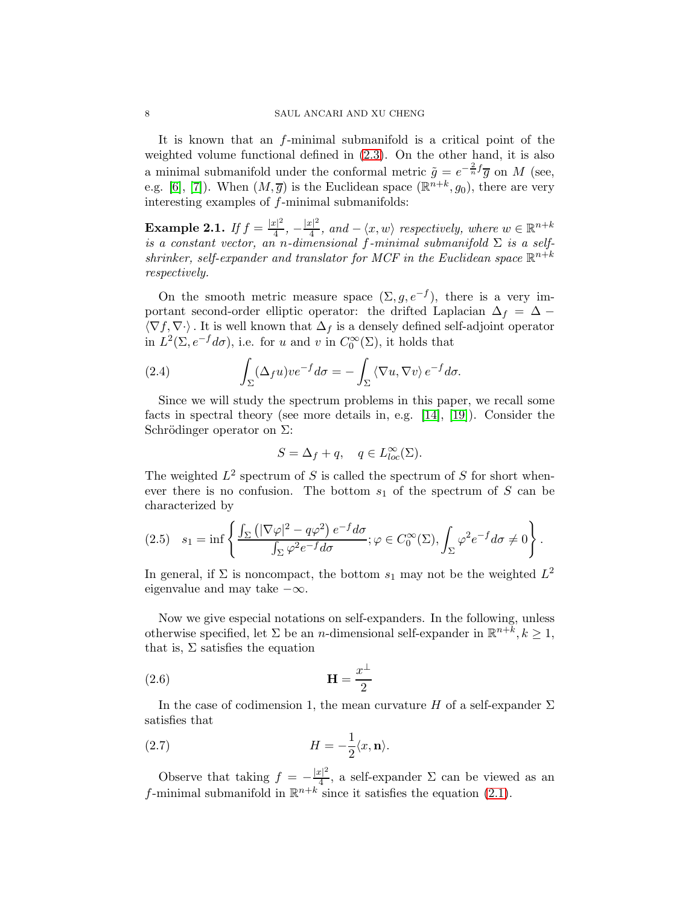It is known that an $f$-minimal submanifold is a critical point of the weighted volume functional defined in (2.3). On the other hand, it is also a minimal submanifold under the conformal metric $\tilde{g} = e^{-\frac{2}{n}f}\overline{g}$ on $M$ (see, e.g. [6], [7]). When $(M, \overline{g})$ is the Euclidean space $(\mathbb{R}^{n+k}, g_0)$, there are very interesting examples of $f$-minimal submanifolds:

**Example 2.1.** *If $f = \frac{|x|^2}{4}$, $-\frac{|x|^2}{4}$, and $-\langle x, w\rangle$ respectively, where $w \in \mathbb{R}^{n+k}$ is a constant vector, an $n$-dimensional $f$-minimal submanifold $\Sigma$ is a self-shrinker, self-expander and translator for MCF in the Euclidean space $\mathbb{R}^{n+k}$ respectively.*

On the smooth metric measure space $(\Sigma, g, e^{-f})$, there is a very important second-order elliptic operator: the drifted Laplacian $\Delta_f = \Delta - \langle \nabla f, \nabla \cdot\rangle$. It is well known that $\Delta_f$ is a densely defined self-adjoint operator in $L^2(\Sigma, e^{-f}d\sigma)$, i.e. for $u$ and $v$ in $C_0^\infty(\Sigma)$, it holds that

$$\int_\Sigma (\Delta_f u) v e^{-f} d\sigma = -\int_\Sigma \langle \nabla u, \nabla v\rangle\, e^{-f} d\sigma. \tag{2.4}$$

Since we will study the spectrum problems in this paper, we recall some facts in spectral theory (see more details in, e.g. [14], [19]). Consider the Schrödinger operator on $\Sigma$:

$$S = \Delta_f + q, \quad q \in L^\infty_{loc}(\Sigma).$$

The weighted $L^2$ spectrum of $S$ is called the spectrum of $S$ for short whenever there is no confusion. The bottom $s_1$ of the spectrum of $S$ can be characterized by

$$s_1 = \inf\left\{ \frac{\int_\Sigma \left(|\nabla \varphi|^2 - q\varphi^2\right) e^{-f} d\sigma}{\int_\Sigma \varphi^2 e^{-f} d\sigma}; \varphi \in C_0^\infty(\Sigma), \int_\Sigma \varphi^2 e^{-f} d\sigma \neq 0 \right\}. \tag{2.5}$$

In general, if $\Sigma$ is noncompact, the bottom $s_1$ may not be the weighted $L^2$ eigenvalue and may take $-\infty$.

Now we give especial notations on self-expanders. In the following, unless otherwise specified, let $\Sigma$ be an $n$-dimensional self-expander in $\mathbb{R}^{n+k}, k \geq 1$, that is, $\Sigma$ satisfies the equation

$$\mathbf{H} = \frac{x^\perp}{2} \tag{2.6}$$

In the case of codimension 1, the mean curvature $H$ of a self-expander $\Sigma$ satisfies that

$$H = -\frac{1}{2}\langle x, \mathbf{n}\rangle. \tag{2.7}$$

Observe that taking $f = -\frac{|x|^2}{4}$, a self-expander $\Sigma$ can be viewed as an $f$-minimal submanifold in $\mathbb{R}^{n+k}$ since it satisfies the equation (2.1).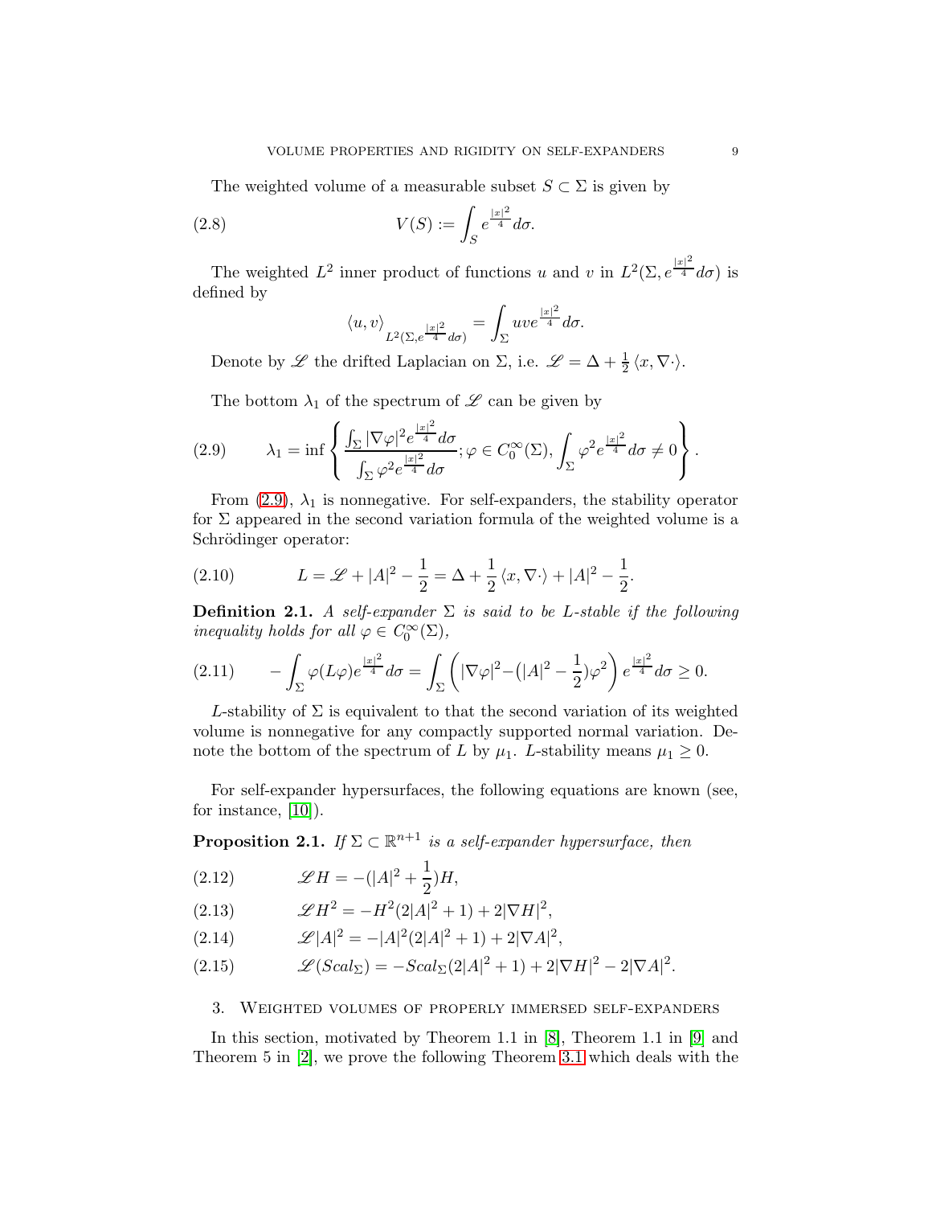The weighted volume of a measurable subset $S \subset \Sigma$ is given by

$$V(S) := \int_S e^{\frac{|x|^2}{4}} d\sigma. \tag{2.8}$$

The weighted $L^2$ inner product of functions $u$ and $v$ in $L^2(\Sigma, e^{\frac{|x|^2}{4}} d\sigma)$ is defined by

$$\langle u, v \rangle_{L^2(\Sigma, e^{\frac{|x|^2}{4}} d\sigma)} = \int_\Sigma uve^{\frac{|x|^2}{4}} d\sigma.$$

Denote by $\mathscr{L}$ the drifted Laplacian on $\Sigma$, i.e. $\mathscr{L} = \Delta + \frac{1}{2} \langle x, \nabla \cdot \rangle$.

The bottom $\lambda_1$ of the spectrum of $\mathscr{L}$ can be given by

$$\lambda_1 = \inf \left\{ \frac{\int_\Sigma |\nabla \varphi|^2 e^{\frac{|x|^2}{4}} d\sigma}{\int_\Sigma \varphi^2 e^{\frac{|x|^2}{4}} d\sigma}; \varphi \in C_0^\infty(\Sigma), \int_\Sigma \varphi^2 e^{\frac{|x|^2}{4}} d\sigma \neq 0 \right\}. \tag{2.9}$$

From (2.9), $\lambda_1$ is nonnegative. For self-expanders, the stability operator for $\Sigma$ appeared in the second variation formula of the weighted volume is a Schrödinger operator:

$$L = \mathscr{L} + |A|^2 - \frac{1}{2} = \Delta + \frac{1}{2} \langle x, \nabla \cdot \rangle + |A|^2 - \frac{1}{2}. \tag{2.10}$$

**Definition 2.1.** *A self-expander $\Sigma$ is said to be $L$-stable if the following inequality holds for all $\varphi \in C_0^\infty(\Sigma)$,*

$$-\int_\Sigma \varphi (L\varphi) e^{\frac{|x|^2}{4}} d\sigma = \int_\Sigma \left( |\nabla \varphi|^2 - \big(|A|^2 - \frac{1}{2}\big)\varphi^2 \right) e^{\frac{|x|^2}{4}} d\sigma \geq 0. \tag{2.11}$$

$L$-stability of $\Sigma$ is equivalent to that the second variation of its weighted volume is nonnegative for any compactly supported normal variation. Denote the bottom of the spectrum of $L$ by $\mu_1$. $L$-stability means $\mu_1 \geq 0$.

For self-expander hypersurfaces, the following equations are known (see, for instance, [10]).

**Proposition 2.1.** *If $\Sigma \subset \mathbb{R}^{n+1}$ is a self-expander hypersurface, then*

$$\mathscr{L} H = -(|A|^2 + \frac{1}{2}) H, \tag{2.12}$$

$$\mathscr{L} H^2 = -H^2(2|A|^2 + 1) + 2|\nabla H|^2, \tag{2.13}$$

$$\mathscr{L} |A|^2 = -|A|^2(2|A|^2 + 1) + 2|\nabla A|^2, \tag{2.14}$$

$$\mathscr{L}(Scal_\Sigma) = -Scal_\Sigma(2|A|^2 + 1) + 2|\nabla H|^2 - 2|\nabla A|^2. \tag{2.15}$$

## 3. Weighted volumes of properly immersed self-expanders

In this section, motivated by Theorem 1.1 in [8], Theorem 1.1 in [9] and Theorem 5 in [2], we prove the following Theorem 3.1 which deals with the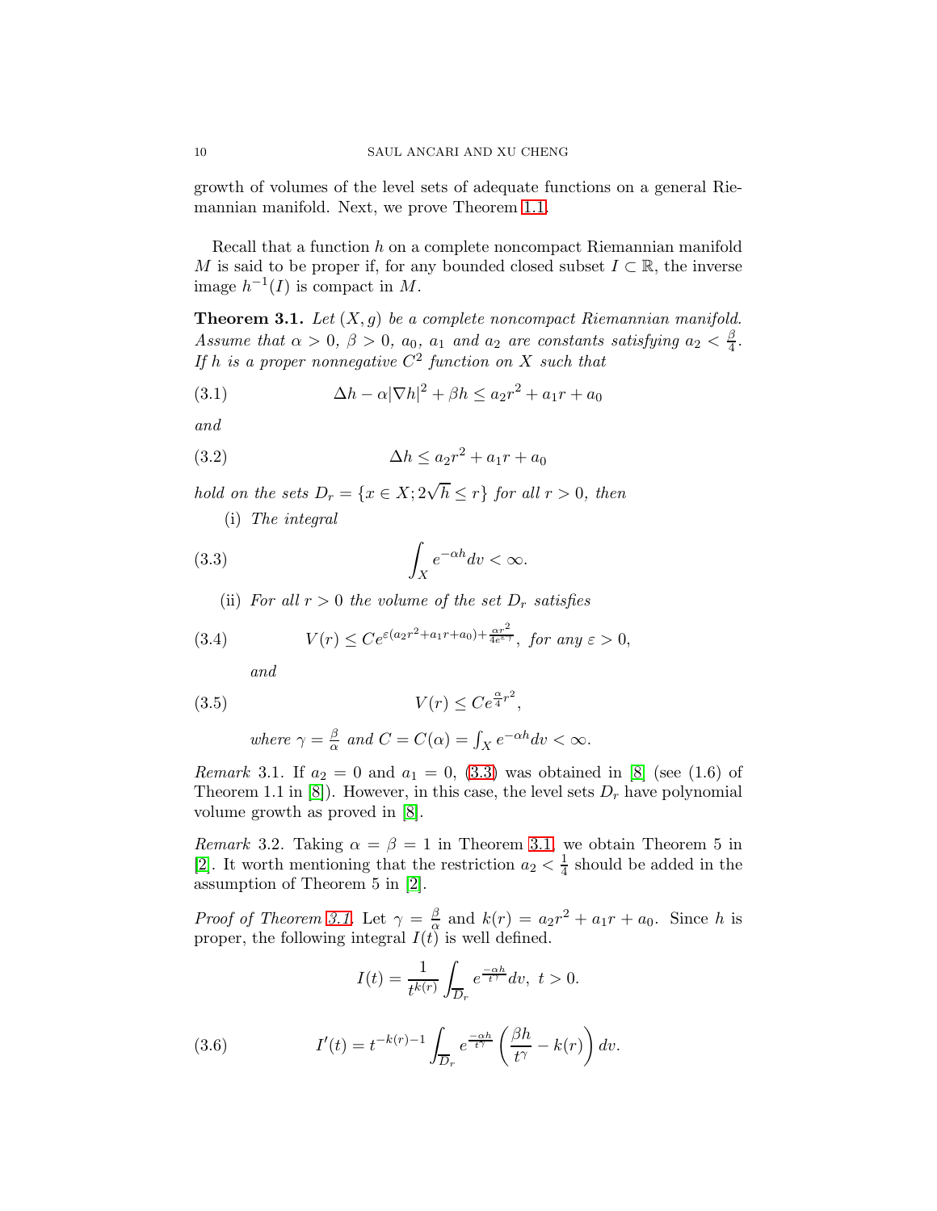growth of volumes of the level sets of adequate functions on a general Riemannian manifold. Next, we prove Theorem 1.1.

Recall that a function $h$ on a complete noncompact Riemannian manifold $M$ is said to be proper if, for any bounded closed subset $I \subset \mathbb{R}$, the inverse image $h^{-1}(I)$ is compact in $M$.

**Theorem 3.1.** *Let $(X, g)$ be a complete noncompact Riemannian manifold. Assume that $\alpha > 0$, $\beta > 0$, $a_0$, $a_1$ and $a_2$ are constants satisfying $a_2 < \frac{\beta}{4}$. If $h$ is a proper nonnegative $C^2$ function on $X$ such that*

$$\Delta h - \alpha |\nabla h|^2 + \beta h \leq a_2 r^2 + a_1 r + a_0 \tag{3.1}$$

*and*

$$\Delta h \leq a_2 r^2 + a_1 r + a_0 \tag{3.2}$$

*hold on the sets $D_r = \{x \in X; 2\sqrt{h} \leq r\}$ for all $r > 0$, then*

(i) *The integral*

$$\int_X e^{-\alpha h} dv < \infty. \tag{3.3}$$

(ii) *For all $r > 0$ the volume of the set $D_r$ satisfies*

$$V(r) \leq C e^{\varepsilon(a_2 r^2 + a_1 r + a_0) + \frac{\alpha r^2}{4 e^{\varepsilon \gamma}}}, \text{ for any } \varepsilon > 0, \tag{3.4}$$

*and*

$$V(r) \leq C e^{\frac{\alpha}{4} r^2}, \tag{3.5}$$

*where $\gamma = \frac{\beta}{\alpha}$ and $C = C(\alpha) = \int_X e^{-\alpha h} dv < \infty$.*

*Remark* 3.1. If $a_2 = 0$ and $a_1 = 0$, (3.3) was obtained in [8] (see (1.6) of Theorem 1.1 in [8]). However, in this case, the level sets $D_r$ have polynomial volume growth as proved in [8].

*Remark* 3.2. Taking $\alpha = \beta = 1$ in Theorem 3.1, we obtain Theorem 5 in [2]. It worth mentioning that the restriction $a_2 < \frac{1}{4}$ should be added in the assumption of Theorem 5 in [2].

*Proof of Theorem 3.1.* Let $\gamma = \frac{\beta}{\alpha}$ and $k(r) = a_2 r^2 + a_1 r + a_0$. Since $h$ is proper, the following integral $I(t)$ is well defined.

$$I(t) = \frac{1}{t^{k(r)}} \int_{D_r} e^{\frac{-\alpha h}{t^\gamma}} dv, \ t > 0.$$

$$I'(t) = t^{-k(r)-1} \int_{D_r} e^{\frac{-\alpha h}{t^\gamma}} \left( \frac{\beta h}{t^\gamma} - k(r) \right) dv. \tag{3.6}$$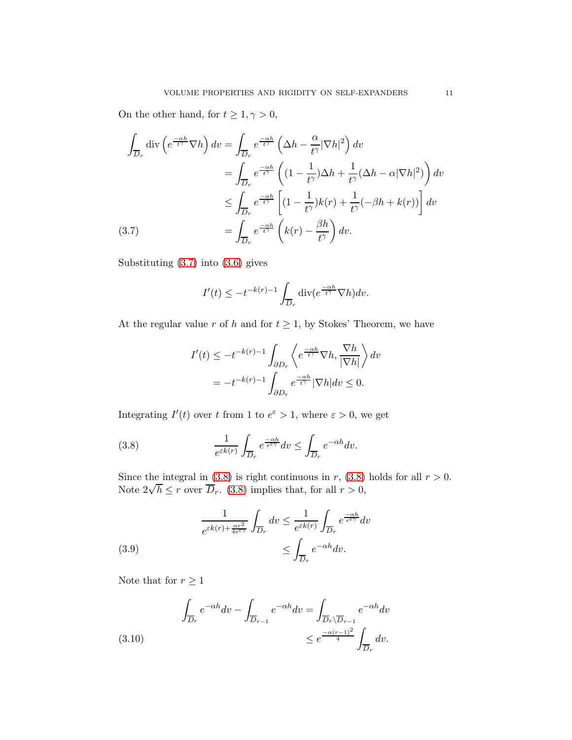On the other hand, for $t \geq 1, \gamma > 0$,

$$
\begin{aligned}
\int_{\overline{D}_r} \operatorname{div}\left(e^{\frac{-\alpha h}{t^\gamma}} \nabla h\right) dv &= \int_{\overline{D}_r} e^{\frac{-\alpha h}{t^\gamma}} \left(\Delta h - \frac{\alpha}{t^\gamma}|\nabla h|^2\right) dv \\
&= \int_{\overline{D}_r} e^{\frac{-\alpha h}{t^\gamma}} \left((1-\frac{1}{t^\gamma})\Delta h + \frac{1}{t^\gamma}(\Delta h - \alpha|\nabla h|^2)\right) dv \\
&\leq \int_{\overline{D}_r} e^{\frac{-\alpha h}{t^\gamma}} \left[(1-\frac{1}{t^\gamma})k(r) + \frac{1}{t^\gamma}(-\beta h + k(r))\right] dv \\
&= \int_{\overline{D}_r} e^{\frac{-\alpha h}{t^\gamma}} \left(k(r) - \frac{\beta h}{t^\gamma}\right) dv. \qquad (3.7)
\end{aligned}
$$

Substituting (3.7) into (3.6) gives

$$
I'(t) \leq -t^{-k(r)-1} \int_{\overline{D}_r} \operatorname{div}(e^{\frac{-\alpha h}{t^\gamma}} \nabla h) dv.
$$

At the regular value $r$ of $h$ and for $t \geq 1$, by Stokes' Theorem, we have

$$
\begin{aligned}
I'(t) &\leq -t^{-k(r)-1} \int_{\partial D_r} \left\langle e^{\frac{-\alpha h}{t^\gamma}} \nabla h, \frac{\nabla h}{|\nabla h|} \right\rangle dv \\
&= -t^{-k(r)-1} \int_{\partial D_r} e^{\frac{-\alpha h}{t^\gamma}} |\nabla h| dv \leq 0.
\end{aligned}
$$

Integrating $I'(t)$ over $t$ from 1 to $e^\varepsilon > 1$, where $\varepsilon > 0$, we get

$$
\frac{1}{e^{\varepsilon k(r)}} \int_{\overline{D}_r} e^{\frac{-\alpha h}{e^{\varepsilon\gamma}}} dv \leq \int_{\overline{D}_r} e^{-\alpha h} dv. \qquad (3.8)
$$

Since the integral in (3.8) is right continuous in $r$, (3.8) holds for all $r > 0$. Note $2\sqrt{h} \leq r$ over $\overline{D}_r$. (3.8) implies that, for all $r > 0$,

$$
\begin{aligned}
\frac{1}{e^{\varepsilon k(r) + \frac{\alpha r^2}{4e^{\varepsilon\gamma}}}} \int_{\overline{D}_r} dv &\leq \frac{1}{e^{\varepsilon k(r)}} \int_{\overline{D}_r} e^{\frac{-\alpha h}{e^{\varepsilon\gamma}}} dv \\
&\leq \int_{\overline{D}_r} e^{-\alpha h} dv. \qquad (3.9)
\end{aligned}
$$

Note that for $r \geq 1$

$$
\begin{aligned}
\int_{\overline{D}_r} e^{-\alpha h} dv - \int_{\overline{D}_{r-1}} e^{-\alpha h} dv &= \int_{\overline{D}_r \setminus \overline{D}_{r-1}} e^{-\alpha h} dv \\
&\leq e^{\frac{-\alpha(r-1)^2}{4}} \int_{\overline{D}_r} dv. \qquad (3.10)
\end{aligned}
$$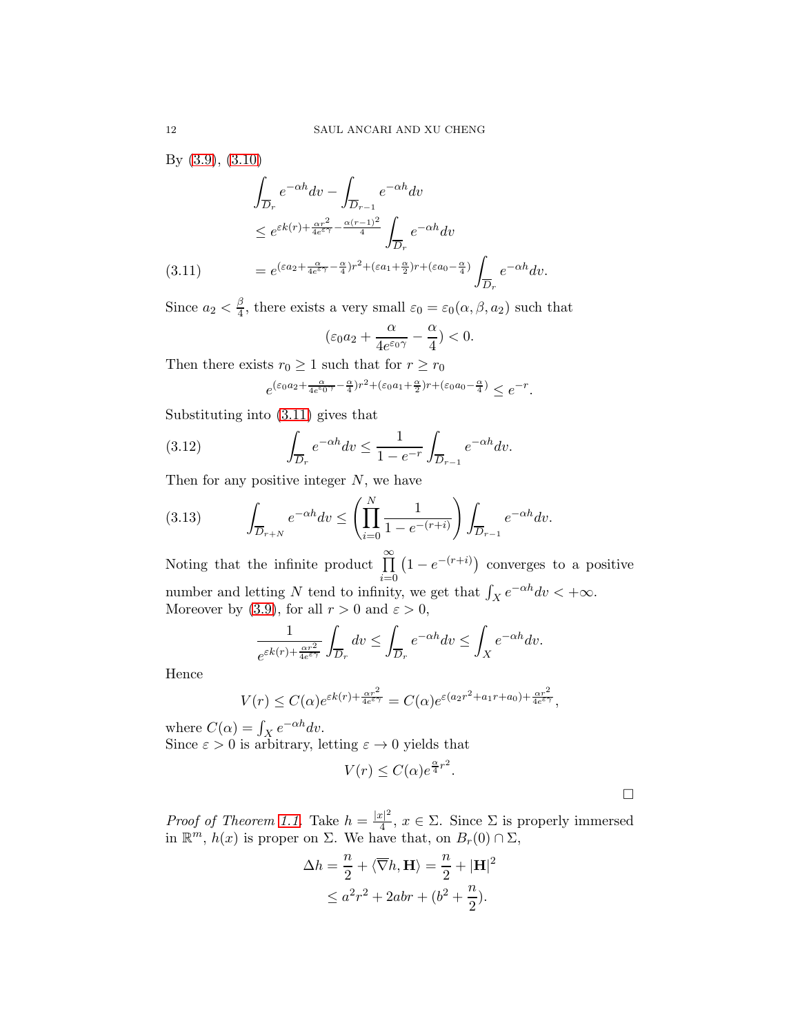By (3.9), (3.10)

$$
\begin{aligned}
&\int_{\overline{D}_r} e^{-\alpha h} dv - \int_{\overline{D}_{r-1}} e^{-\alpha h} dv \\
&\leq e^{\varepsilon k(r) + \frac{\alpha r^2}{4e^{\varepsilon\gamma}} - \frac{\alpha(r-1)^2}{4}} \int_{\overline{D}_r} e^{-\alpha h} dv \\
&= e^{(\varepsilon a_2 + \frac{\alpha}{4e^{\varepsilon\gamma}} - \frac{\alpha}{4})r^2 + (\varepsilon a_1 + \frac{\alpha}{2})r + (\varepsilon a_0 - \frac{\alpha}{4})} \int_{\overline{D}_r} e^{-\alpha h} dv. \qquad (3.11)
\end{aligned}
$$

Since $a_2 < \frac{\beta}{4}$, there exists a very small $\varepsilon_0 = \varepsilon_0(\alpha, \beta, a_2)$ such that

$$
(\varepsilon_0 a_2 + \frac{\alpha}{4e^{\varepsilon_0 \gamma}} - \frac{\alpha}{4}) < 0.
$$

Then there exists $r_0 \geq 1$ such that for $r \geq r_0$

$$
e^{(\varepsilon_0 a_2 + \frac{\alpha}{4e^{\varepsilon_0 \gamma}} - \frac{\alpha}{4})r^2 + (\varepsilon_0 a_1 + \frac{\alpha}{2})r + (\varepsilon_0 a_0 - \frac{\alpha}{4})} \leq e^{-r}.
$$

Substituting into (3.11) gives that

$$
\int_{\overline{D}_r} e^{-\alpha h} dv \leq \frac{1}{1 - e^{-r}} \int_{\overline{D}_{r-1}} e^{-\alpha h} dv. \qquad (3.12)
$$

Then for any positive integer $N$, we have

$$
\int_{\overline{D}_{r+N}} e^{-\alpha h} dv \leq \left( \prod_{i=0}^{N} \frac{1}{1 - e^{-(r+i)}} \right) \int_{\overline{D}_{r-1}} e^{-\alpha h} dv. \qquad (3.13)
$$

Noting that the infinite product $\prod_{i=0}^{\infty} \left(1 - e^{-(r+i)}\right)$ converges to a positive number and letting $N$ tend to infinity, we get that $\int_X e^{-\alpha h} dv < +\infty$. Moreover by (3.9), for all $r > 0$ and $\varepsilon > 0$,

$$
\frac{1}{e^{\varepsilon k(r) + \frac{\alpha r^2}{4e^{\varepsilon\gamma}}}} \int_{\overline{D}_r} dv \leq \int_{\overline{D}_r} e^{-\alpha h} dv \leq \int_X e^{-\alpha h} dv.
$$

Hence

$$
V(r) \leq C(\alpha) e^{\varepsilon k(r) + \frac{\alpha r^2}{4e^{\varepsilon\gamma}}} = C(\alpha) e^{\varepsilon(a_2 r^2 + a_1 r + a_0) + \frac{\alpha r^2}{4e^{\varepsilon\gamma}}},
$$

where $C(\alpha) = \int_X e^{-\alpha h} dv$.
Since $\varepsilon > 0$ is arbitrary, letting $\varepsilon \to 0$ yields that

$$
V(r) \leq C(\alpha) e^{\frac{\alpha}{4} r^2}.
$$

□

*Proof of Theorem 1.1.* Take $h = \frac{|x|^2}{4}$, $x \in \Sigma$. Since $\Sigma$ is properly immersed in $\mathbb{R}^m$, $h(x)$ is proper on $\Sigma$. We have that, on $B_r(0) \cap \Sigma$,

$$
\begin{aligned}
\Delta h = \frac{n}{2} + \langle \overline{\nabla} h, \mathbf{H} \rangle &= \frac{n}{2} + |\mathbf{H}|^2 \\
&\leq a^2 r^2 + 2abr + (b^2 + \frac{n}{2}).
\end{aligned}
$$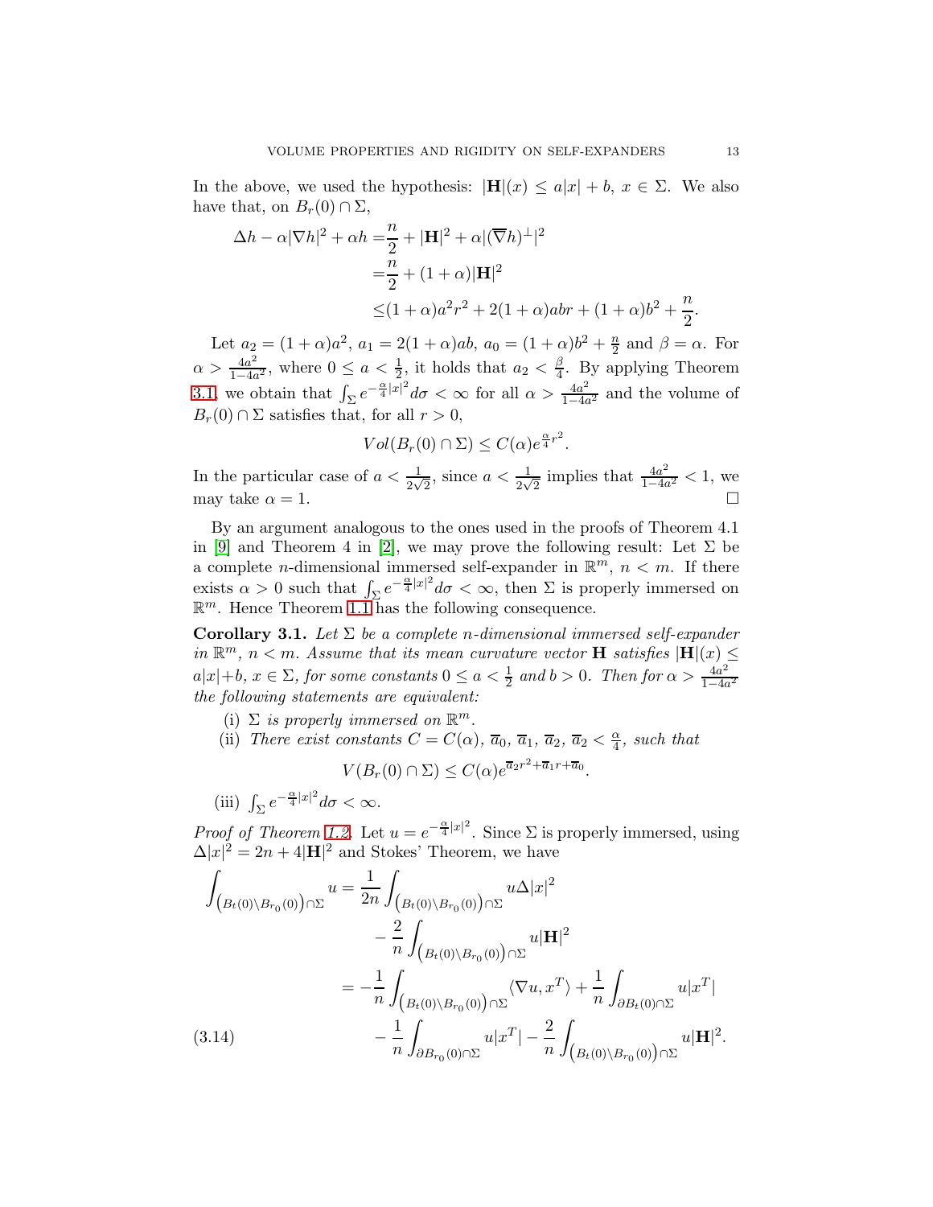In the above, we used the hypothesis: $|\mathbf{H}|(x) \le a|x| + b$, $x \in \Sigma$. We also have that, on $B_r(0) \cap \Sigma$,

$$
\begin{aligned}
\Delta h - \alpha|\nabla h|^2 + \alpha h =& \frac{n}{2} + |\mathbf{H}|^2 + \alpha|(\overline{\nabla} h)^{\perp}|^2 \\
=& \frac{n}{2} + (1+\alpha)|\mathbf{H}|^2 \\
\le& (1+\alpha)a^2 r^2 + 2(1+\alpha)abr + (1+\alpha)b^2 + \frac{n}{2}.
\end{aligned}
$$

Let $a_2 = (1+\alpha)a^2$, $a_1 = 2(1+\alpha)ab$, $a_0 = (1+\alpha)b^2 + \frac{n}{2}$ and $\beta = \alpha$. For $\alpha > \frac{4a^2}{1-4a^2}$, where $0 \le a < \frac{1}{2}$, it holds that $a_2 < \frac{\beta}{4}$. By applying Theorem 3.1, we obtain that $\int_\Sigma e^{-\frac{\alpha}{4}|x|^2} d\sigma < \infty$ for all $\alpha > \frac{4a^2}{1-4a^2}$ and the volume of $B_r(0) \cap \Sigma$ satisfies that, for all $r > 0$,

$$
Vol(B_r(0) \cap \Sigma) \le C(\alpha) e^{\frac{\alpha}{4} r^2}.
$$

In the particular case of $a < \frac{1}{2\sqrt{2}}$, since $a < \frac{1}{2\sqrt{2}}$ implies that $\frac{4a^2}{1-4a^2} < 1$, we may take $\alpha = 1$. $\square$

By an argument analogous to the ones used in the proofs of Theorem 4.1 in [9] and Theorem 4 in [2], we may prove the following result: Let $\Sigma$ be a complete $n$-dimensional immersed self-expander in $\mathbb{R}^m$, $n < m$. If there exists $\alpha > 0$ such that $\int_\Sigma e^{-\frac{\alpha}{4}|x|^2} d\sigma < \infty$, then $\Sigma$ is properly immersed on $\mathbb{R}^m$. Hence Theorem 1.1 has the following consequence.

**Corollary 3.1.** *Let $\Sigma$ be a complete $n$-dimensional immersed self-expander in $\mathbb{R}^m$, $n < m$. Assume that its mean curvature vector $\mathbf{H}$ satisfies $|\mathbf{H}|(x) \le a|x| + b$, $x \in \Sigma$, for some constants $0 \le a < \frac{1}{2}$ and $b > 0$. Then for $\alpha > \frac{4a^2}{1-4a^2}$ the following statements are equivalent:*

(i) *$\Sigma$ is properly immersed on $\mathbb{R}^m$.*

(ii) *There exist constants $C = C(\alpha)$, $\overline{a}_0$, $\overline{a}_1$, $\overline{a}_2$, $\overline{a}_2 < \frac{\alpha}{4}$, such that*

$$
V(B_r(0) \cap \Sigma) \le C(\alpha) e^{\overline{a}_2 r^2 + \overline{a}_1 r + \overline{a}_0}.
$$

(iii) *$\int_\Sigma e^{-\frac{\alpha}{4}|x|^2} d\sigma < \infty$.*

*Proof of Theorem 1.2.* Let $u = e^{-\frac{\alpha}{4}|x|^2}$. Since $\Sigma$ is properly immersed, using $\Delta|x|^2 = 2n + 4|\mathbf{H}|^2$ and Stokes' Theorem, we have

$$
\begin{aligned}
\int_{\left(B_t(0)\setminus B_{r_0}(0)\right)\cap\Sigma} u =& \frac{1}{2n} \int_{\left(B_t(0)\setminus B_{r_0}(0)\right)\cap\Sigma} u\Delta|x|^2 \\
&- \frac{2}{n} \int_{\left(B_t(0)\setminus B_{r_0}(0)\right)\cap\Sigma} u|\mathbf{H}|^2 \\
=& -\frac{1}{n} \int_{\left(B_t(0)\setminus B_{r_0}(0)\right)\cap\Sigma} \langle \nabla u, x^T \rangle + \frac{1}{n} \int_{\partial B_t(0)\cap\Sigma} u|x^T| \\
&- \frac{1}{n} \int_{\partial B_{r_0}(0)\cap\Sigma} u|x^T| - \frac{2}{n} \int_{\left(B_t(0)\setminus B_{r_0}(0)\right)\cap\Sigma} u|\mathbf{H}|^2.
\end{aligned} \tag{3.14}
$$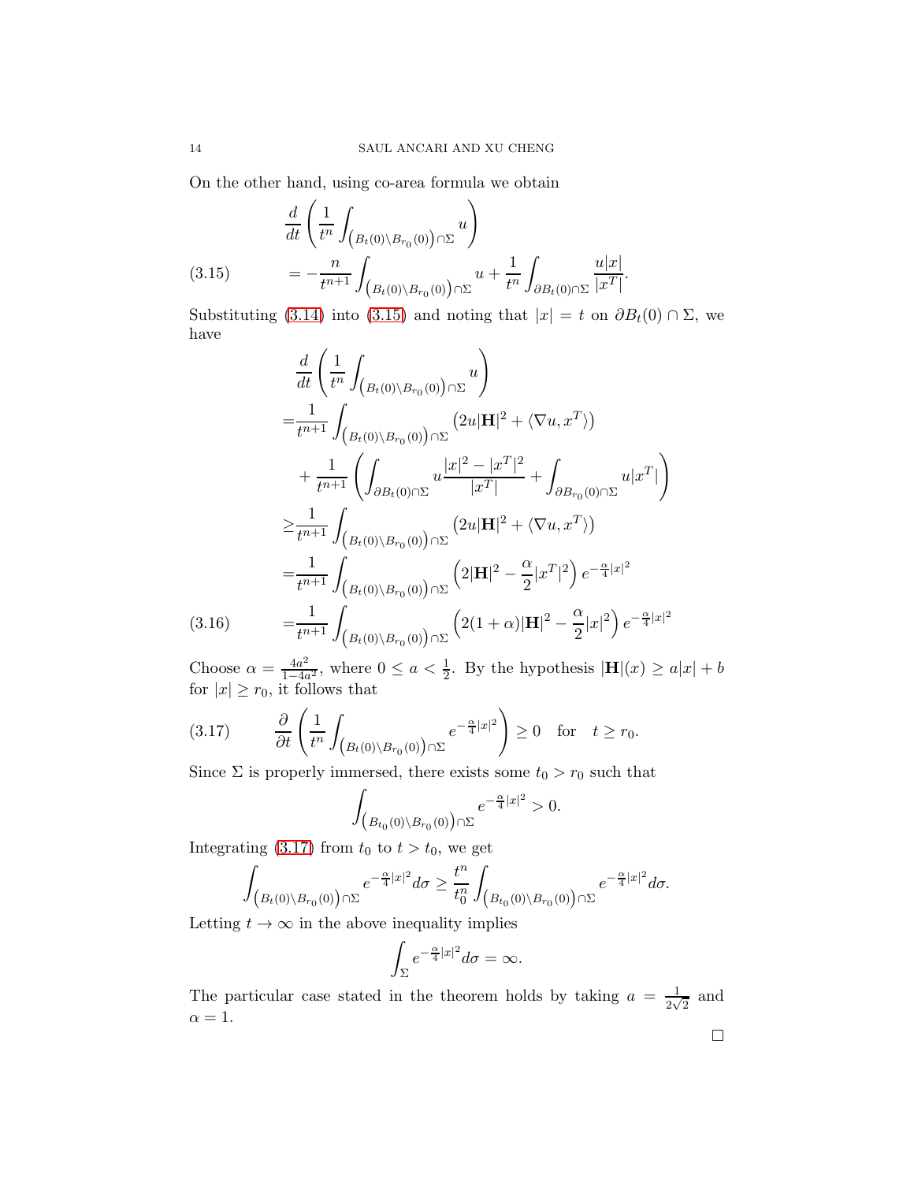On the other hand, using co-area formula we obtain

$$
\begin{aligned}
&\frac{d}{dt}\left(\frac{1}{t^n}\int_{\left(B_t(0)\setminus B_{r_0}(0)\right)\cap\Sigma} u\right)\\
&= -\frac{n}{t^{n+1}}\int_{\left(B_t(0)\setminus B_{r_0}(0)\right)\cap\Sigma} u + \frac{1}{t^n}\int_{\partial B_t(0)\cap\Sigma}\frac{u|x|}{|x^T|}.
\end{aligned}
\tag{3.15}
$$

Substituting (3.14) into (3.15) and noting that $|x| = t$ on $\partial B_t(0)\cap\Sigma$, we have

$$
\begin{aligned}
&\frac{d}{dt}\left(\frac{1}{t^n}\int_{\left(B_t(0)\setminus B_{r_0}(0)\right)\cap\Sigma} u\right)\\
=&\frac{1}{t^{n+1}}\int_{\left(B_t(0)\setminus B_{r_0}(0)\right)\cap\Sigma}\left(2u|\mathbf{H}|^2 + \langle\nabla u, x^T\rangle\right)\\
&+\frac{1}{t^{n+1}}\left(\int_{\partial B_t(0)\cap\Sigma} u\frac{|x|^2-|x^T|^2}{|x^T|} + \int_{\partial B_{r_0}(0)\cap\Sigma} u|x^T|\right)\\
\geq&\frac{1}{t^{n+1}}\int_{\left(B_t(0)\setminus B_{r_0}(0)\right)\cap\Sigma}\left(2u|\mathbf{H}|^2 + \langle\nabla u, x^T\rangle\right)\\
=&\frac{1}{t^{n+1}}\int_{\left(B_t(0)\setminus B_{r_0}(0)\right)\cap\Sigma}\left(2|\mathbf{H}|^2 - \frac{\alpha}{2}|x^T|^2\right)e^{-\frac{\alpha}{4}|x|^2}\\
=&\frac{1}{t^{n+1}}\int_{\left(B_t(0)\setminus B_{r_0}(0)\right)\cap\Sigma}\left(2(1+\alpha)|\mathbf{H}|^2 - \frac{\alpha}{2}|x|^2\right)e^{-\frac{\alpha}{4}|x|^2}
\end{aligned}
\tag{3.16}
$$

Choose $\alpha = \frac{4a^2}{1-4a^2}$, where $0 \leq a < \frac{1}{2}$. By the hypothesis $|\mathbf{H}|(x) \geq a|x| + b$ for $|x| \geq r_0$, it follows that

$$
\frac{\partial}{\partial t}\left(\frac{1}{t^n}\int_{\left(B_t(0)\setminus B_{r_0}(0)\right)\cap\Sigma} e^{-\frac{\alpha}{4}|x|^2}\right) \geq 0 \quad \text{for} \quad t \geq r_0. \tag{3.17}
$$

Since $\Sigma$ is properly immersed, there exists some $t_0 > r_0$ such that

$$
\int_{\left(B_{t_0}(0)\setminus B_{r_0}(0)\right)\cap\Sigma} e^{-\frac{\alpha}{4}|x|^2} > 0.
$$

Integrating (3.17) from $t_0$ to $t > t_0$, we get

$$
\int_{\left(B_t(0)\setminus B_{r_0}(0)\right)\cap\Sigma} e^{-\frac{\alpha}{4}|x|^2}d\sigma \geq \frac{t^n}{t_0^n}\int_{\left(B_{t_0}(0)\setminus B_{r_0}(0)\right)\cap\Sigma} e^{-\frac{\alpha}{4}|x|^2}d\sigma.
$$

Letting $t \to \infty$ in the above inequality implies

$$
\int_\Sigma e^{-\frac{\alpha}{4}|x|^2}d\sigma = \infty.
$$

The particular case stated in the theorem holds by taking $a = \frac{1}{2\sqrt{2}}$ and $\alpha = 1$.

□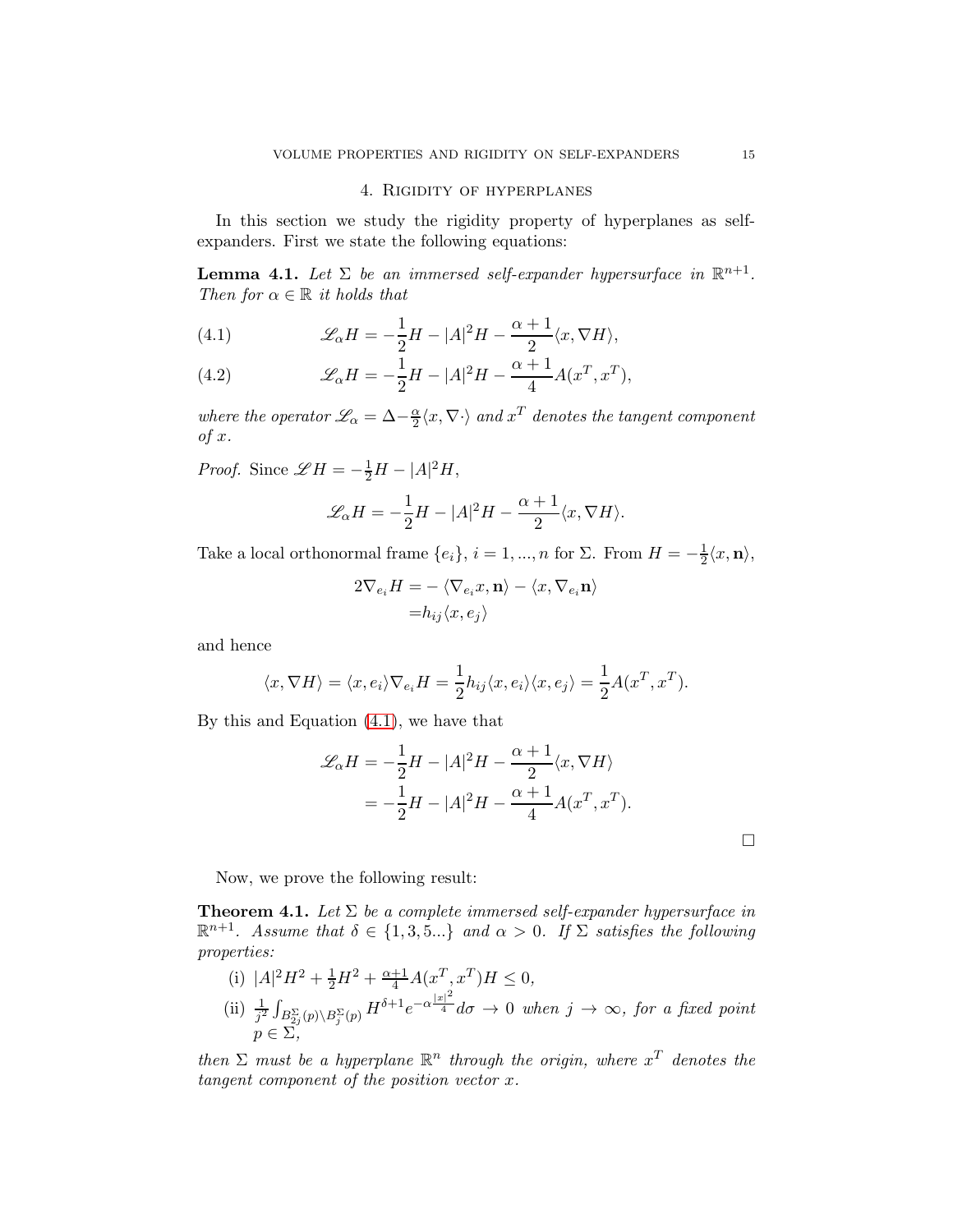## 4. Rigidity of hyperplanes

In this section we study the rigidity property of hyperplanes as self-expanders. First we state the following equations:

**Lemma 4.1.** *Let $\Sigma$ be an immersed self-expander hypersurface in $\mathbb{R}^{n+1}$. Then for $\alpha \in \mathbb{R}$ it holds that*

$$\mathscr{L}_\alpha H = -\frac{1}{2}H - |A|^2 H - \frac{\alpha+1}{2}\langle x, \nabla H\rangle, \tag{4.1}$$

$$\mathscr{L}_\alpha H = -\frac{1}{2}H - |A|^2 H - \frac{\alpha+1}{4}A(x^T, x^T), \tag{4.2}$$

*where the operator $\mathscr{L}_\alpha = \Delta - \frac{\alpha}{2}\langle x, \nabla \cdot\rangle$ and $x^T$ denotes the tangent component of $x$.*

*Proof.* Since $\mathscr{L} H = -\frac{1}{2}H - |A|^2 H$,

$$\mathscr{L}_\alpha H = -\frac{1}{2}H - |A|^2 H - \frac{\alpha+1}{2}\langle x, \nabla H\rangle.$$

Take a local orthonormal frame $\{e_i\}$, $i = 1, ..., n$ for $\Sigma$. From $H = -\frac{1}{2}\langle x, \mathbf{n}\rangle$,

$$\begin{aligned} 2\nabla_{e_i} H &= -\langle \nabla_{e_i} x, \mathbf{n}\rangle - \langle x, \nabla_{e_i}\mathbf{n}\rangle \\ &= h_{ij}\langle x, e_j\rangle \end{aligned}$$

and hence

$$\langle x, \nabla H\rangle = \langle x, e_i\rangle \nabla_{e_i} H = \frac{1}{2}h_{ij}\langle x, e_i\rangle\langle x, e_j\rangle = \frac{1}{2}A(x^T, x^T).$$

By this and Equation (4.1), we have that

$$\begin{aligned} \mathscr{L}_\alpha H &= -\frac{1}{2}H - |A|^2 H - \frac{\alpha+1}{2}\langle x, \nabla H\rangle \\ &= -\frac{1}{2}H - |A|^2 H - \frac{\alpha+1}{4}A(x^T, x^T). \end{aligned}$$

□

Now, we prove the following result:

**Theorem 4.1.** *Let $\Sigma$ be a complete immersed self-expander hypersurface in $\mathbb{R}^{n+1}$. Assume that $\delta \in \{1, 3, 5...\}$ and $\alpha > 0$. If $\Sigma$ satisfies the following properties:*

(i) $|A|^2 H^2 + \frac{1}{2}H^2 + \frac{\alpha+1}{4}A(x^T, x^T)H \leq 0$,

(ii) $\frac{1}{j^2}\int_{B_{2j}^{\Sigma}(p)\setminus B_j^{\Sigma}(p)} H^{\delta+1} e^{-\alpha\frac{|x|^2}{4}} d\sigma \to 0$ *when $j \to \infty$, for a fixed point $p \in \Sigma$,*

*then $\Sigma$ must be a hyperplane $\mathbb{R}^n$ through the origin, where $x^T$ denotes the tangent component of the position vector $x$.*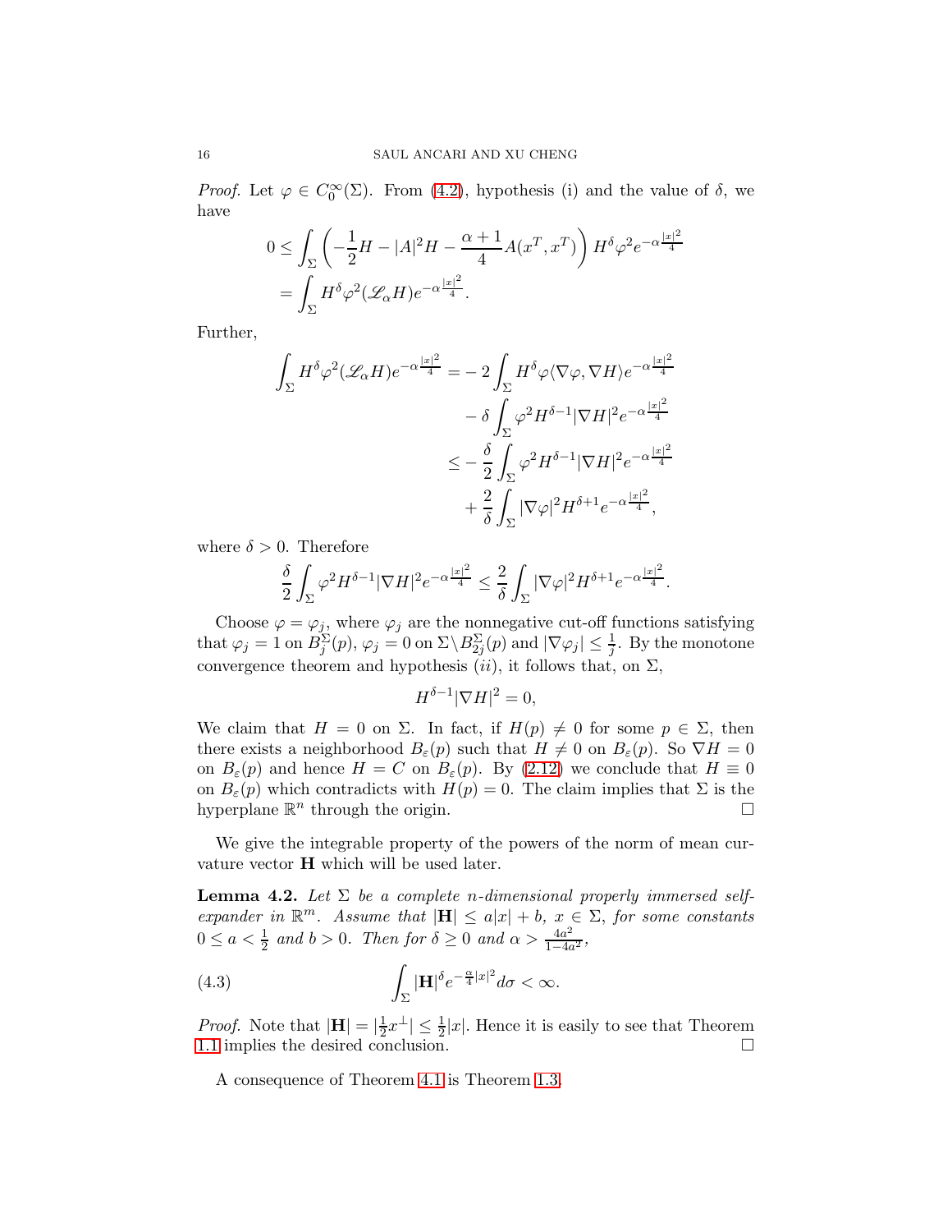*Proof.* Let $\varphi \in C_0^\infty(\Sigma)$. From (4.2), hypothesis (i) and the value of $\delta$, we have

$$
\begin{aligned}
0 &\leq \int_\Sigma \left(-\frac{1}{2}H - |A|^2 H - \frac{\alpha+1}{4}A(x^T, x^T)\right) H^\delta \varphi^2 e^{-\alpha\frac{|x|^2}{4}} \\
&= \int_\Sigma H^\delta \varphi^2 (\mathscr{L}_\alpha H) e^{-\alpha\frac{|x|^2}{4}}.
\end{aligned}
$$

Further,

$$
\begin{aligned}
\int_\Sigma H^\delta \varphi^2 (\mathscr{L}_\alpha H) e^{-\alpha\frac{|x|^2}{4}} =& -2\int_\Sigma H^\delta \varphi \langle \nabla\varphi, \nabla H\rangle e^{-\alpha\frac{|x|^2}{4}} \\
& - \delta \int_\Sigma \varphi^2 H^{\delta-1}|\nabla H|^2 e^{-\alpha\frac{|x|^2}{4}} \\
\leq & -\frac{\delta}{2}\int_\Sigma \varphi^2 H^{\delta-1}|\nabla H|^2 e^{-\alpha\frac{|x|^2}{4}} \\
& + \frac{2}{\delta}\int_\Sigma |\nabla\varphi|^2 H^{\delta+1} e^{-\alpha\frac{|x|^2}{4}},
\end{aligned}
$$

where $\delta > 0$. Therefore

$$
\frac{\delta}{2}\int_\Sigma \varphi^2 H^{\delta-1}|\nabla H|^2 e^{-\alpha\frac{|x|^2}{4}} \leq \frac{2}{\delta}\int_\Sigma |\nabla\varphi|^2 H^{\delta+1} e^{-\alpha\frac{|x|^2}{4}}.
$$

Choose $\varphi = \varphi_j$, where $\varphi_j$ are the nonnegative cut-off functions satisfying that $\varphi_j = 1$ on $B_j^\Sigma(p)$, $\varphi_j = 0$ on $\Sigma\backslash B_{2j}^\Sigma(p)$ and $|\nabla\varphi_j| \leq \frac{1}{j}$. By the monotone convergence theorem and hypothesis $(ii)$, it follows that, on $\Sigma$,

$$
H^{\delta-1}|\nabla H|^2 = 0,
$$

We claim that $H = 0$ on $\Sigma$. In fact, if $H(p) \neq 0$ for some $p \in \Sigma$, then there exists a neighborhood $B_\varepsilon(p)$ such that $H \neq 0$ on $B_\varepsilon(p)$. So $\nabla H = 0$ on $B_\varepsilon(p)$ and hence $H = C$ on $B_\varepsilon(p)$. By (2.12) we conclude that $H \equiv 0$ on $B_\varepsilon(p)$ which contradicts with $H(p) = 0$. The claim implies that $\Sigma$ is the hyperplane $\mathbb{R}^n$ through the origin. $\square$

We give the integrable property of the powers of the norm of mean curvature vector $\mathbf{H}$ which will be used later.

**Lemma 4.2.** *Let $\Sigma$ be a complete $n$-dimensional properly immersed self-expander in $\mathbb{R}^m$. Assume that $|\mathbf{H}| \leq a|x| + b$, $x \in \Sigma$, for some constants $0 \leq a < \frac{1}{2}$ and $b > 0$. Then for $\delta \geq 0$ and $\alpha > \frac{4a^2}{1-4a^2}$,*

$$
\int_\Sigma |\mathbf{H}|^\delta e^{-\frac{\alpha}{4}|x|^2} d\sigma < \infty. \tag{4.3}
$$

*Proof.* Note that $|\mathbf{H}| = |\frac{1}{2}x^\perp| \leq \frac{1}{2}|x|$. Hence it is easily to see that Theorem 1.1 implies the desired conclusion. $\square$

A consequence of Theorem 4.1 is Theorem 1.3.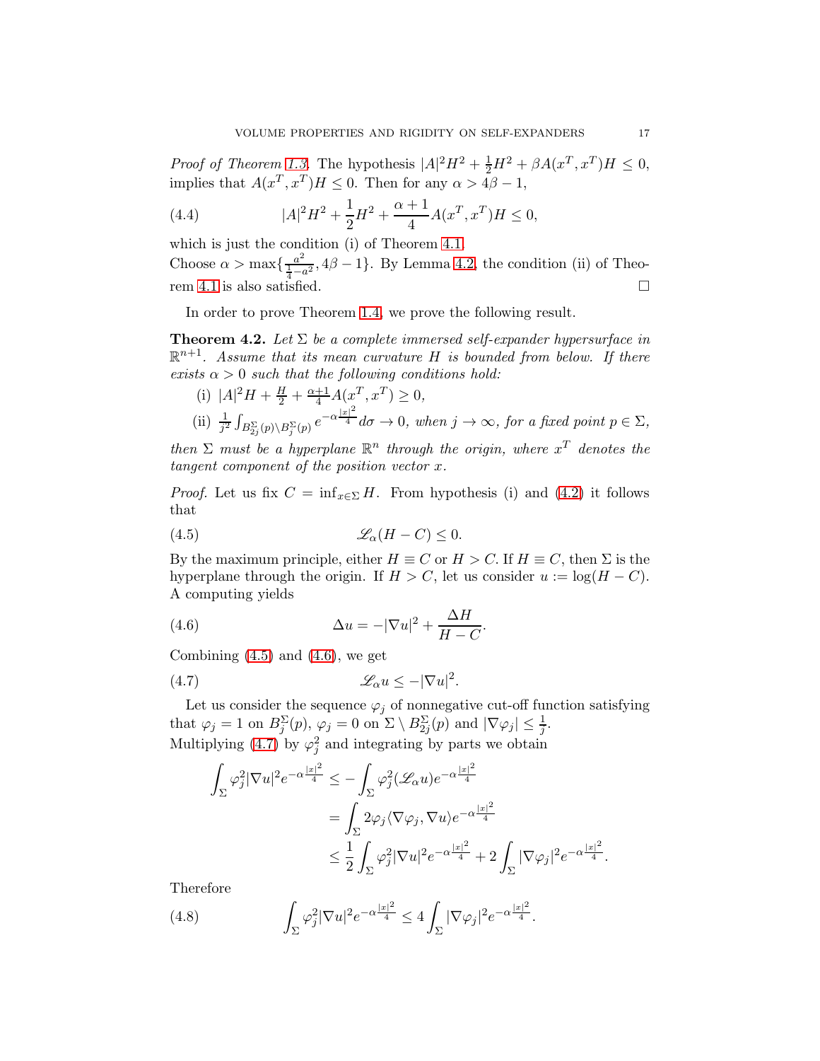*Proof of Theorem 1.3.* The hypothesis $|A|^2H^2 + \frac{1}{2}H^2 + \beta A(x^T, x^T)H \leq 0$, implies that $A(x^T, x^T)H \leq 0$. Then for any $\alpha > 4\beta - 1$,

$$|A|^2H^2 + \frac{1}{2}H^2 + \frac{\alpha+1}{4}A(x^T, x^T)H \leq 0, \tag{4.4}$$

which is just the condition (i) of Theorem 4.1.
Choose $\alpha > \max\{\frac{a^2}{\frac{1}{4}-a^2}, 4\beta - 1\}$. By Lemma 4.2, the condition (ii) of Theorem 4.1 is also satisfied. $\square$

In order to prove Theorem 1.4, we prove the following result.

**Theorem 4.2.** *Let $\Sigma$ be a complete immersed self-expander hypersurface in $\mathbb{R}^{n+1}$. Assume that its mean curvature $H$ is bounded from below. If there exists $\alpha > 0$ such that the following conditions hold:*

- (i) $|A|^2H + \frac{H}{2} + \frac{\alpha+1}{4}A(x^T, x^T) \geq 0$,
- (ii) $\frac{1}{j^2}\int_{B^{\Sigma}_{2j}(p)\setminus B^{\Sigma}_{j}(p)} e^{-\alpha\frac{|x|^2}{4}} d\sigma \to 0$, *when $j \to \infty$, for a fixed point $p \in \Sigma$,*

*then $\Sigma$ must be a hyperplane $\mathbb{R}^n$ through the origin, where $x^T$ denotes the tangent component of the position vector $x$.*

*Proof.* Let us fix $C = \inf_{x\in\Sigma} H$. From hypothesis (i) and (4.2) it follows that

$$\mathscr{L}_\alpha(H - C) \leq 0. \tag{4.5}$$

By the maximum principle, either $H \equiv C$ or $H > C$. If $H \equiv C$, then $\Sigma$ is the hyperplane through the origin. If $H > C$, let us consider $u := \log(H - C)$. A computing yields

$$\Delta u = -|\nabla u|^2 + \frac{\Delta H}{H - C}. \tag{4.6}$$

Combining (4.5) and (4.6), we get

$$\mathscr{L}_\alpha u \leq -|\nabla u|^2. \tag{4.7}$$

Let us consider the sequence $\varphi_j$ of nonnegative cut-off function satisfying that $\varphi_j = 1$ on $B^{\Sigma}_j(p)$, $\varphi_j = 0$ on $\Sigma \setminus B^{\Sigma}_{2j}(p)$ and $|\nabla\varphi_j| \leq \frac{1}{j}$.
Multiplying (4.7) by $\varphi_j^2$ and integrating by parts we obtain

$$\begin{aligned}
\int_\Sigma \varphi_j^2|\nabla u|^2 e^{-\alpha\frac{|x|^2}{4}} &\leq -\int_\Sigma \varphi_j^2(\mathscr{L}_\alpha u)e^{-\alpha\frac{|x|^2}{4}} \\
&= \int_\Sigma 2\varphi_j\langle\nabla\varphi_j, \nabla u\rangle e^{-\alpha\frac{|x|^2}{4}} \\
&\leq \frac{1}{2}\int_\Sigma \varphi_j^2|\nabla u|^2 e^{-\alpha\frac{|x|^2}{4}} + 2\int_\Sigma |\nabla\varphi_j|^2 e^{-\alpha\frac{|x|^2}{4}}.
\end{aligned}$$

Therefore

$$\int_\Sigma \varphi_j^2|\nabla u|^2 e^{-\alpha\frac{|x|^2}{4}} \leq 4\int_\Sigma |\nabla\varphi_j|^2 e^{-\alpha\frac{|x|^2}{4}}. \tag{4.8}$$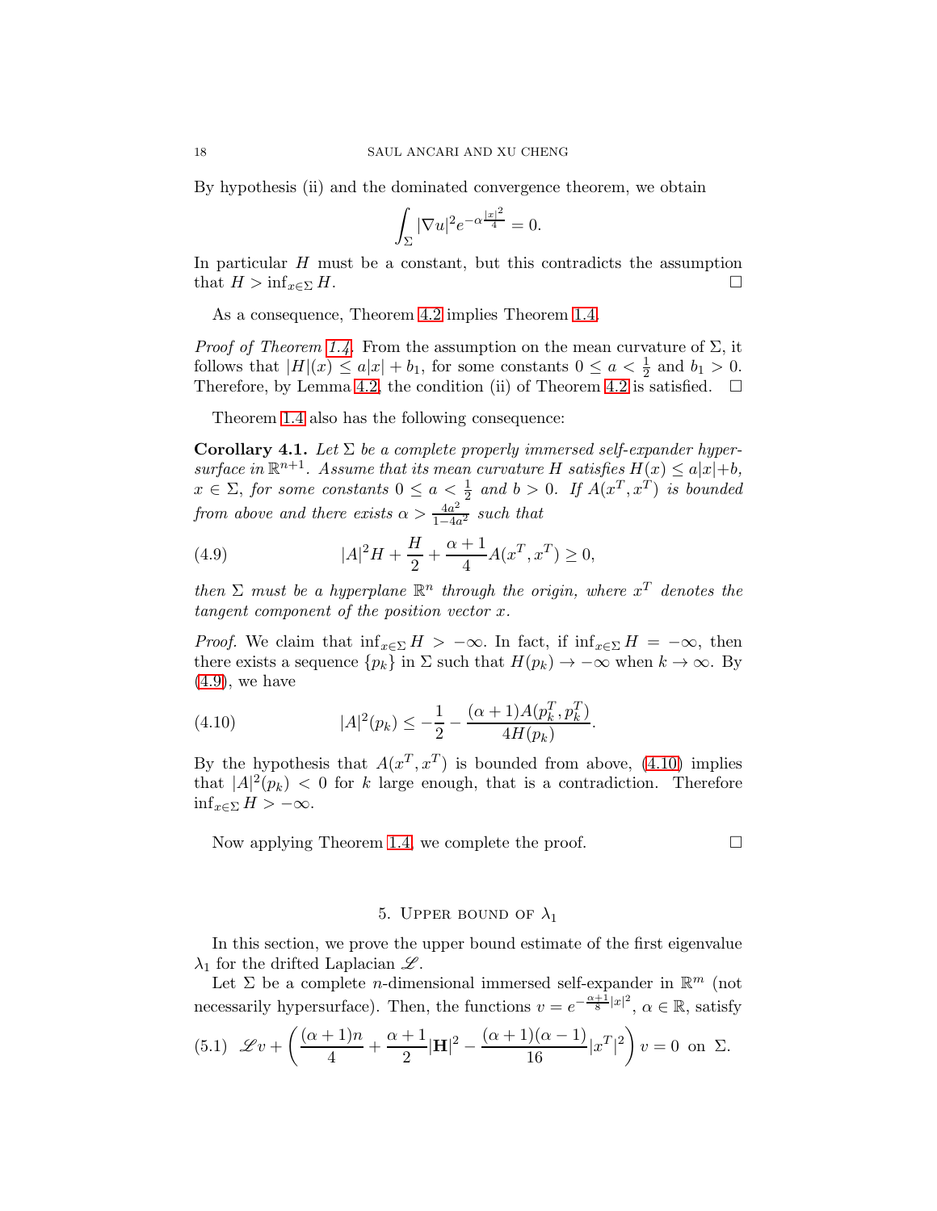By hypothesis (ii) and the dominated convergence theorem, we obtain

$$\int_\Sigma |\nabla u|^2 e^{-\alpha\frac{|x|^2}{4}} = 0.$$

In particular $H$ must be a constant, but this contradicts the assumption that $H > \inf_{x\in\Sigma} H$. □

As a consequence, Theorem 4.2 implies Theorem 1.4.

*Proof of Theorem 1.4.* From the assumption on the mean curvature of $\Sigma$, it follows that $|H|(x) \leq a|x| + b_1$, for some constants $0 \leq a < \frac{1}{2}$ and $b_1 > 0$. Therefore, by Lemma 4.2, the condition (ii) of Theorem 4.2 is satisfied. □

Theorem 1.4 also has the following consequence:

**Corollary 4.1.** *Let $\Sigma$ be a complete properly immersed self-expander hypersurface in $\mathbb{R}^{n+1}$. Assume that its mean curvature $H$ satisfies $H(x) \leq a|x|+b$, $x \in \Sigma$, for some constants $0 \leq a < \frac{1}{2}$ and $b > 0$. If $A(x^T, x^T)$ is bounded from above and there exists $\alpha > \frac{4a^2}{1-4a^2}$ such that*

$$|A|^2 H + \frac{H}{2} + \frac{\alpha+1}{4} A(x^T, x^T) \geq 0, \tag{4.9}$$

*then $\Sigma$ must be a hyperplane $\mathbb{R}^n$ through the origin, where $x^T$ denotes the tangent component of the position vector $x$.*

*Proof.* We claim that $\inf_{x\in\Sigma} H > -\infty$. In fact, if $\inf_{x\in\Sigma} H = -\infty$, then there exists a sequence $\{p_k\}$ in $\Sigma$ such that $H(p_k) \to -\infty$ when $k \to \infty$. By (4.9), we have

$$|A|^2(p_k) \leq -\frac{1}{2} - \frac{(\alpha+1)A(p_k^T, p_k^T)}{4H(p_k)}. \tag{4.10}$$

By the hypothesis that $A(x^T, x^T)$ is bounded from above, (4.10) implies that $|A|^2(p_k) < 0$ for $k$ large enough, that is a contradiction. Therefore $\inf_{x\in\Sigma} H > -\infty$.

Now applying Theorem 1.4, we complete the proof. □

## 5. Upper bound of $\lambda_1$

In this section, we prove the upper bound estimate of the first eigenvalue $\lambda_1$ for the drifted Laplacian $\mathscr{L}$.

Let $\Sigma$ be a complete $n$-dimensional immersed self-expander in $\mathbb{R}^m$ (not necessarily hypersurface). Then, the functions $v = e^{-\frac{\alpha+1}{8}|x|^2}$, $\alpha \in \mathbb{R}$, satisfy

$$\mathscr{L}v + \left(\frac{(\alpha+1)n}{4} + \frac{\alpha+1}{2}|\mathbf{H}|^2 - \frac{(\alpha+1)(\alpha-1)}{16}|x^T|^2\right) v = 0 \text{ on } \Sigma. \tag{5.1}$$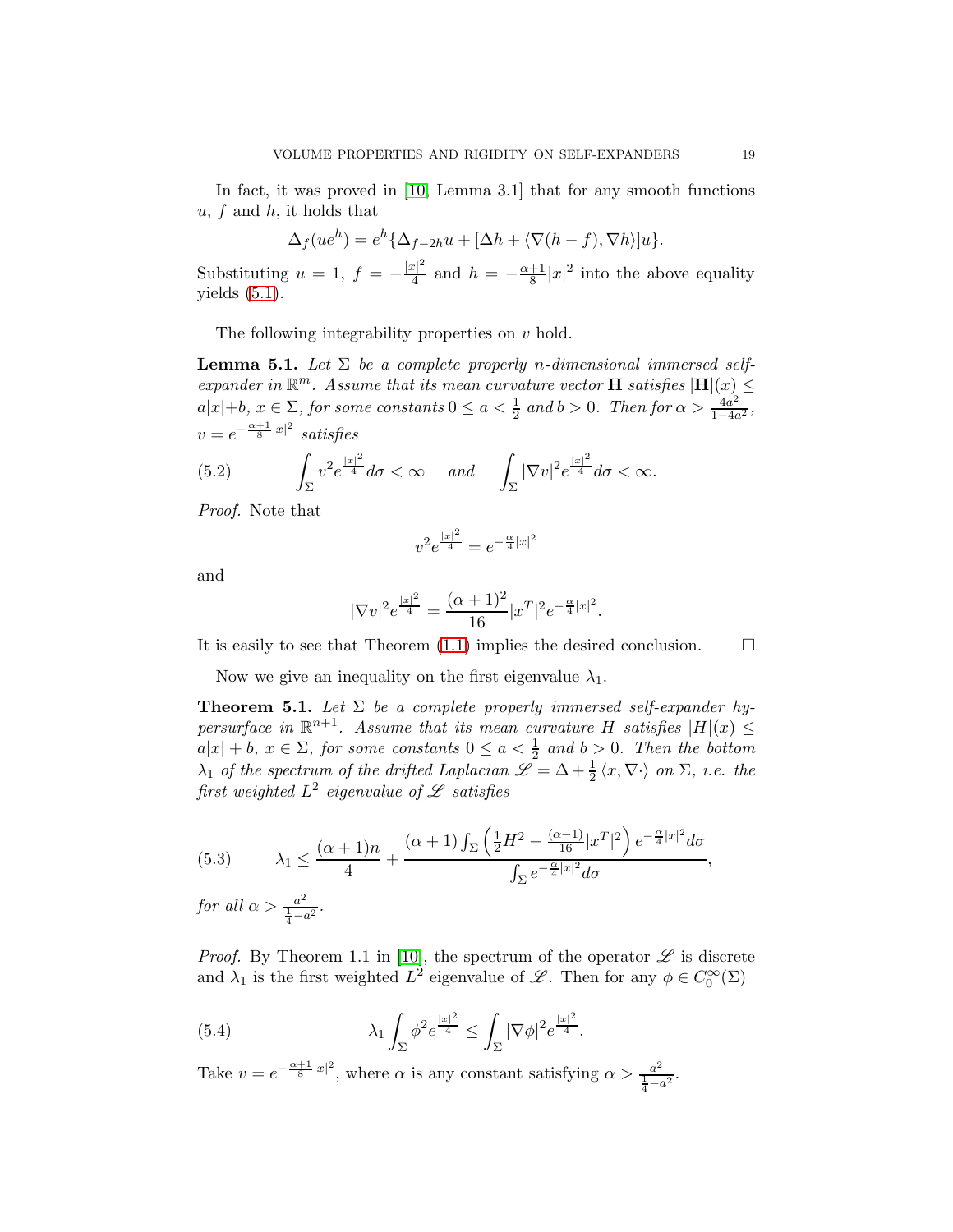In fact, it was proved in [10, Lemma 3.1] that for any smooth functions $u$, $f$ and $h$, it holds that

$$\Delta_f(ue^h) = e^h\{\Delta_{f-2h}u + [\Delta h + \langle \nabla(h-f), \nabla h\rangle]u\}.$$

Substituting $u=1$, $f=-\frac{|x|^2}{4}$ and $h=-\frac{\alpha+1}{8}|x|^2$ into the above equality yields (5.1).

The following integrability properties on $v$ hold.

**Lemma 5.1.** *Let $\Sigma$ be a complete properly $n$-dimensional immersed self-expander in $\mathbb{R}^m$. Assume that its mean curvature vector $\mathbf{H}$ satisfies $|\mathbf{H}|(x) \leq a|x|+b$, $x\in\Sigma$, for some constants $0\leq a<\frac{1}{2}$ and $b>0$. Then for $\alpha > \frac{4a^2}{1-4a^2}$, $v=e^{-\frac{\alpha+1}{8}|x|^2}$ satisfies*

$$\int_\Sigma v^2 e^{\frac{|x|^2}{4}}d\sigma < \infty \quad \text{ and } \quad \int_\Sigma |\nabla v|^2 e^{\frac{|x|^2}{4}}d\sigma<\infty. \tag{5.2}$$

*Proof.* Note that

$$v^2 e^{\frac{|x|^2}{4}} = e^{-\frac{\alpha}{4}|x|^2}$$

and

$$|\nabla v|^2 e^{\frac{|x|^2}{4}} = \frac{(\alpha+1)^2}{16}|x^T|^2 e^{-\frac{\alpha}{4}|x|^2}.$$

It is easily to see that Theorem (1.1) implies the desired conclusion. $\square$

Now we give an inequality on the first eigenvalue $\lambda_1$.

**Theorem 5.1.** *Let $\Sigma$ be a complete properly immersed self-expander hypersurface in $\mathbb{R}^{n+1}$. Assume that its mean curvature $H$ satisfies $|H|(x)\leq a|x|+b$, $x\in\Sigma$, for some constants $0\leq a<\frac{1}{2}$ and $b>0$. Then the bottom $\lambda_1$ of the spectrum of the drifted Laplacian $\mathscr{L} = \Delta + \frac{1}{2}\langle x, \nabla\cdot\rangle$ on $\Sigma$, i.e. the first weighted $L^2$ eigenvalue of $\mathscr{L}$ satisfies*

$$\lambda_1 \leq \frac{(\alpha+1)n}{4} + \frac{(\alpha+1)\int_\Sigma \left(\frac{1}{2}H^2 - \frac{(\alpha-1)}{16}|x^T|^2\right)e^{-\frac{\alpha}{4}|x|^2}d\sigma}{\int_\Sigma e^{-\frac{\alpha}{4}|x|^2}d\sigma}, \tag{5.3}$$

*for all $\alpha > \frac{a^2}{\frac{1}{4}-a^2}$.*

*Proof.* By Theorem 1.1 in [10], the spectrum of the operator $\mathscr{L}$ is discrete and $\lambda_1$ is the first weighted $L^2$ eigenvalue of $\mathscr{L}$. Then for any $\phi\in C_0^\infty(\Sigma)$

$$\lambda_1 \int_\Sigma \phi^2 e^{\frac{|x|^2}{4}} \leq \int_\Sigma |\nabla\phi|^2 e^{\frac{|x|^2}{4}}. \tag{5.4}$$

Take $v=e^{-\frac{\alpha+1}{8}|x|^2}$, where $\alpha$ is any constant satisfying $\alpha > \frac{a^2}{\frac{1}{4}-a^2}$.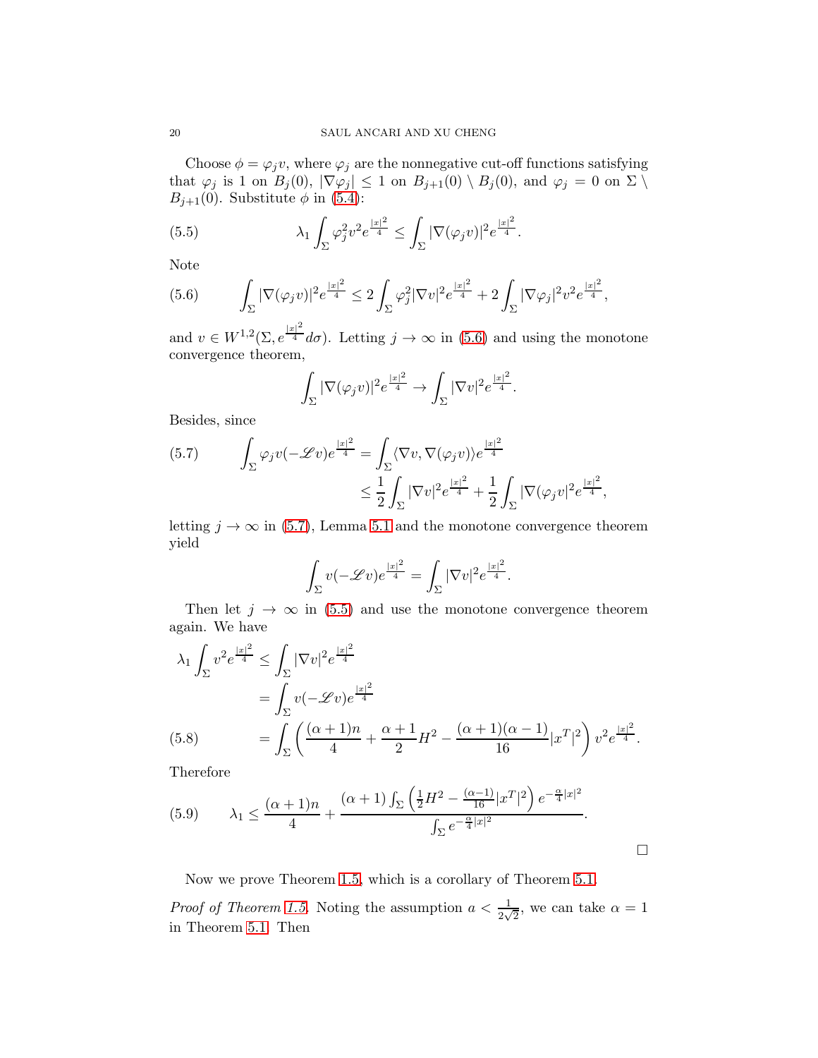Choose $\phi = \varphi_j v$, where $\varphi_j$ are the nonnegative cut-off functions satisfying that $\varphi_j$ is 1 on $B_j(0)$, $|\nabla \varphi_j| \le 1$ on $B_{j+1}(0) \setminus B_j(0)$, and $\varphi_j = 0$ on $\Sigma \setminus B_{j+1}(0)$. Substitute $\phi$ in (5.4):

$$\lambda_1 \int_\Sigma \varphi_j^2 v^2 e^{\frac{|x|^2}{4}} \le \int_\Sigma |\nabla(\varphi_j v)|^2 e^{\frac{|x|^2}{4}}. \tag{5.5}$$

Note

$$\int_\Sigma |\nabla(\varphi_j v)|^2 e^{\frac{|x|^2}{4}} \le 2\int_\Sigma \varphi_j^2 |\nabla v|^2 e^{\frac{|x|^2}{4}} + 2\int_\Sigma |\nabla \varphi_j|^2 v^2 e^{\frac{|x|^2}{4}}, \tag{5.6}$$

and $v \in W^{1,2}(\Sigma, e^{\frac{|x|^2}{4}} d\sigma)$. Letting $j \to \infty$ in (5.6) and using the monotone convergence theorem,

$$\int_\Sigma |\nabla(\varphi_j v)|^2 e^{\frac{|x|^2}{4}} \to \int_\Sigma |\nabla v|^2 e^{\frac{|x|^2}{4}}.$$

Besides, since

$$\begin{aligned} \int_\Sigma \varphi_j v(-\mathscr{L} v) e^{\frac{|x|^2}{4}} &= \int_\Sigma \langle \nabla v, \nabla(\varphi_j v)\rangle e^{\frac{|x|^2}{4}} \\ &\le \frac{1}{2}\int_\Sigma |\nabla v|^2 e^{\frac{|x|^2}{4}} + \frac{1}{2}\int_\Sigma |\nabla(\varphi_j v|^2 e^{\frac{|x|^2}{4}}, \end{aligned} \tag{5.7}$$

letting $j \to \infty$ in (5.7), Lemma 5.1 and the monotone convergence theorem yield

$$\int_\Sigma v(-\mathscr{L} v) e^{\frac{|x|^2}{4}} = \int_\Sigma |\nabla v|^2 e^{\frac{|x|^2}{4}}.$$

Then let $j \to \infty$ in (5.5) and use the monotone convergence theorem again. We have

$$\begin{aligned} \lambda_1 \int_\Sigma v^2 e^{\frac{|x|^2}{4}} &\le \int_\Sigma |\nabla v|^2 e^{\frac{|x|^2}{4}} \\ &= \int_\Sigma v(-\mathscr{L} v) e^{\frac{|x|^2}{4}} \\ &= \int_\Sigma \left( \frac{(\alpha+1)n}{4} + \frac{\alpha+1}{2} H^2 - \frac{(\alpha+1)(\alpha-1)}{16} |x^T|^2 \right) v^2 e^{\frac{|x|^2}{4}}. \end{aligned} \tag{5.8}$$

Therefore

$$\lambda_1 \le \frac{(\alpha+1)n}{4} + \frac{(\alpha+1)\int_\Sigma \left( \frac{1}{2}H^2 - \frac{(\alpha-1)}{16}|x^T|^2 \right) e^{-\frac{\alpha}{4}|x|^2}}{\int_\Sigma e^{-\frac{\alpha}{4}|x|^2}}. \tag{5.9}$$

□

Now we prove Theorem 1.5, which is a corollary of Theorem 5.1.

*Proof of Theorem 1.5.* Noting the assumption $a < \frac{1}{2\sqrt{2}}$, we can take $\alpha = 1$ in Theorem 5.1. Then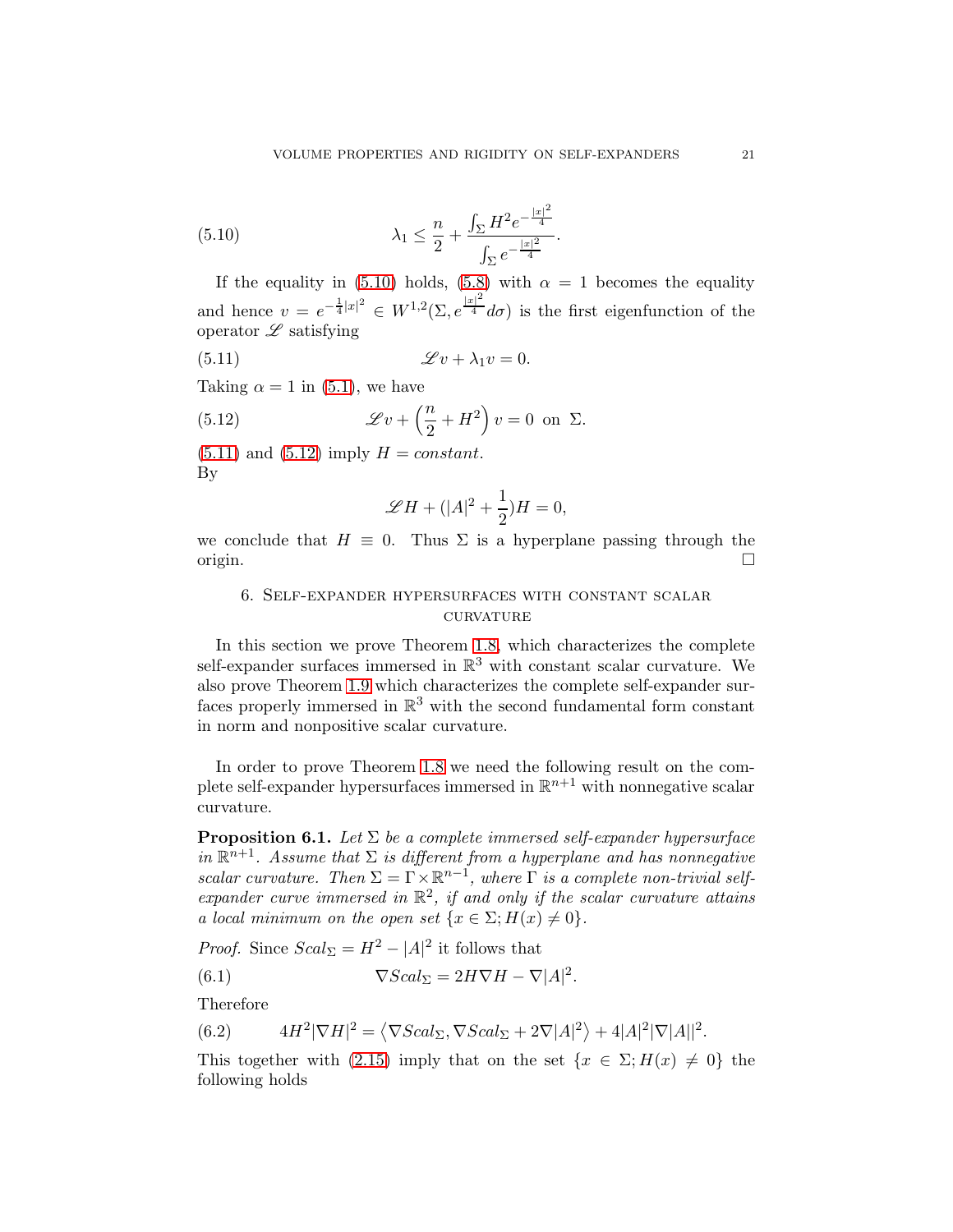$$\lambda_1 \leq \frac{n}{2} + \frac{\int_\Sigma H^2 e^{-\frac{|x|^2}{4}}}{\int_\Sigma e^{-\frac{|x|^2}{4}}}. \tag{5.10}$$

If the equality in (5.10) holds, (5.8) with $\alpha = 1$ becomes the equality and hence $v = e^{-\frac{1}{4}|x|^2} \in W^{1,2}(\Sigma, e^{\frac{|x|^2}{4}} d\sigma)$ is the first eigenfunction of the operator $\mathscr{L}$ satisfying

$$\mathscr{L}v + \lambda_1 v = 0. \tag{5.11}$$

Taking $\alpha = 1$ in (5.1), we have

$$\mathscr{L}v + \left(\frac{n}{2} + H^2\right) v = 0 \text{ on } \Sigma. \tag{5.12}$$

(5.11) and (5.12) imply $H = constant$.
By

$$\mathscr{L}H + (|A|^2 + \frac{1}{2})H = 0,$$

we conclude that $H \equiv 0$. Thus $\Sigma$ is a hyperplane passing through the origin. $\square$

## 6. Self-expander hypersurfaces with constant scalar curvature

In this section we prove Theorem 1.8, which characterizes the complete self-expander surfaces immersed in $\mathbb{R}^3$ with constant scalar curvature. We also prove Theorem 1.9 which characterizes the complete self-expander surfaces properly immersed in $\mathbb{R}^3$ with the second fundamental form constant in norm and nonpositive scalar curvature.

In order to prove Theorem 1.8 we need the following result on the complete self-expander hypersurfaces immersed in $\mathbb{R}^{n+1}$ with nonnegative scalar curvature.

**Proposition 6.1.** *Let $\Sigma$ be a complete immersed self-expander hypersurface in $\mathbb{R}^{n+1}$. Assume that $\Sigma$ is different from a hyperplane and has nonnegative scalar curvature. Then $\Sigma = \Gamma \times \mathbb{R}^{n-1}$, where $\Gamma$ is a complete non-trivial self-expander curve immersed in $\mathbb{R}^2$, if and only if the scalar curvature attains a local minimum on the open set $\{x \in \Sigma; H(x) \neq 0\}$.*

*Proof.* Since $Scal_\Sigma = H^2 - |A|^2$ it follows that

$$\nabla Scal_\Sigma = 2H\nabla H - \nabla |A|^2. \tag{6.1}$$

Therefore

$$4H^2|\nabla H|^2 = \left\langle \nabla Scal_\Sigma, \nabla Scal_\Sigma + 2\nabla |A|^2 \right\rangle + 4|A|^2 |\nabla |A||^2. \tag{6.2}$$

This together with (2.15) imply that on the set $\{x \in \Sigma; H(x) \neq 0\}$ the following holds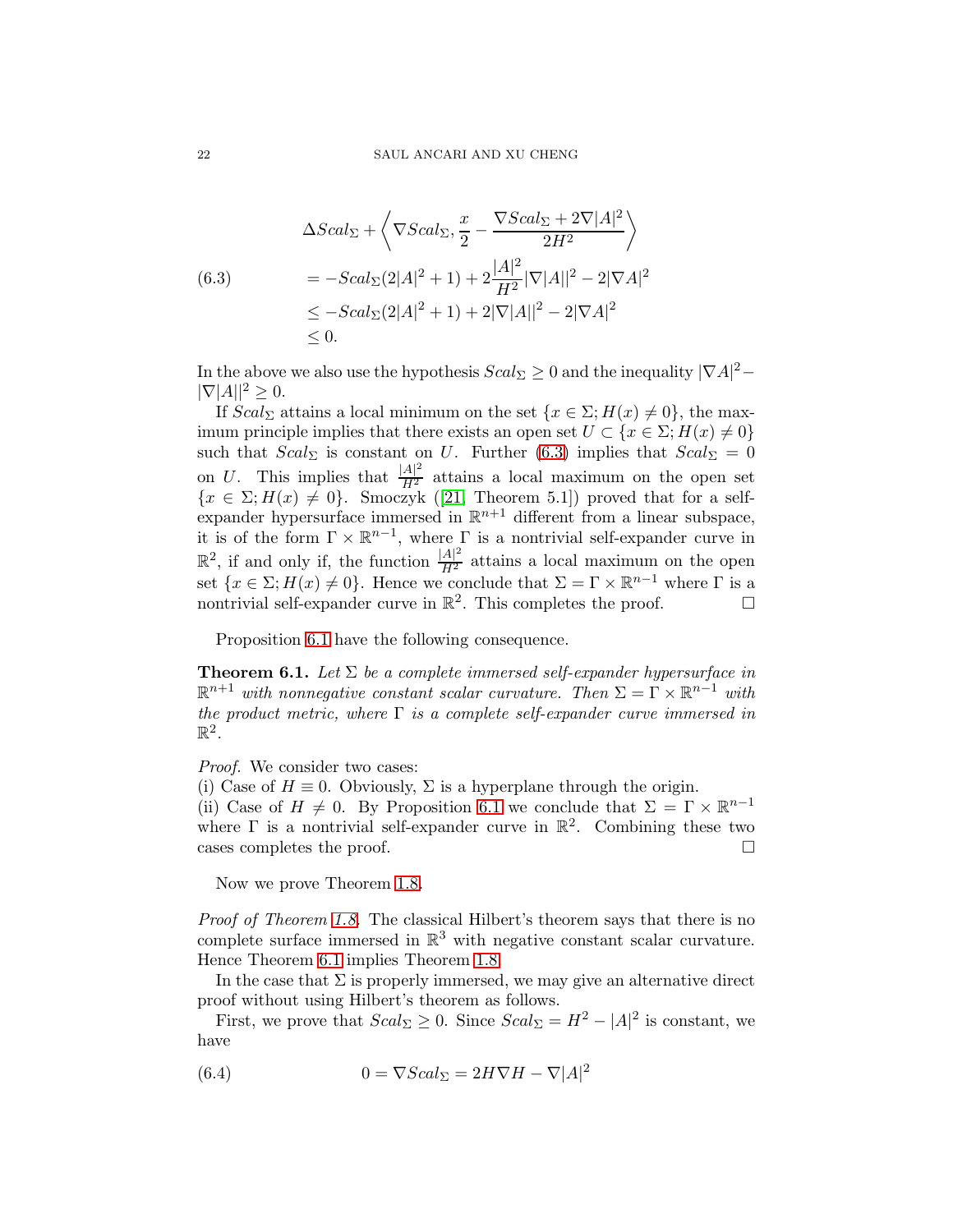$$
\begin{aligned}
&\Delta Scal_\Sigma + \left\langle \nabla Scal_\Sigma, \frac{x}{2} - \frac{\nabla Scal_\Sigma + 2\nabla |A|^2}{2H^2} \right\rangle \\
&= -Scal_\Sigma(2|A|^2+1) + 2\frac{|A|^2}{H^2}|\nabla |A||^2 - 2|\nabla A|^2 \\
&\le -Scal_\Sigma(2|A|^2+1) + 2|\nabla |A||^2 - 2|\nabla A|^2 \\
&\le 0.
\end{aligned} \tag{6.3}
$$

In the above we also use the hypothesis $Scal_\Sigma \ge 0$ and the inequality $|\nabla A|^2 - |\nabla |A||^2 \ge 0$.

If $Scal_\Sigma$ attains a local minimum on the set $\{x \in \Sigma; H(x) \neq 0\}$, the maximum principle implies that there exists an open set $U \subset \{x \in \Sigma; H(x) \neq 0\}$ such that $Scal_\Sigma$ is constant on $U$. Further (6.3) implies that $Scal_\Sigma = 0$ on $U$. This implies that $\frac{|A|^2}{H^2}$ attains a local maximum on the open set $\{x \in \Sigma; H(x) \neq 0\}$. Smoczyk ([21, Theorem 5.1]) proved that for a self-expander hypersurface immersed in $\mathbb{R}^{n+1}$ different from a linear subspace, it is of the form $\Gamma \times \mathbb{R}^{n-1}$, where $\Gamma$ is a nontrivial self-expander curve in $\mathbb{R}^2$, if and only if, the function $\frac{|A|^2}{H^2}$ attains a local maximum on the open set $\{x \in \Sigma; H(x) \neq 0\}$. Hence we conclude that $\Sigma = \Gamma \times \mathbb{R}^{n-1}$ where $\Gamma$ is a nontrivial self-expander curve in $\mathbb{R}^2$. This completes the proof. □

Proposition 6.1 have the following consequence.

**Theorem 6.1.** *Let $\Sigma$ be a complete immersed self-expander hypersurface in $\mathbb{R}^{n+1}$ with nonnegative constant scalar curvature. Then $\Sigma = \Gamma \times \mathbb{R}^{n-1}$ with the product metric, where $\Gamma$ is a complete self-expander curve immersed in $\mathbb{R}^2$.*

*Proof.* We consider two cases:
(i) Case of $H \equiv 0$. Obviously, $\Sigma$ is a hyperplane through the origin.
(ii) Case of $H \neq 0$. By Proposition 6.1 we conclude that $\Sigma = \Gamma \times \mathbb{R}^{n-1}$ where $\Gamma$ is a nontrivial self-expander curve in $\mathbb{R}^2$. Combining these two cases completes the proof. □

Now we prove Theorem 1.8.

*Proof of Theorem 1.8.* The classical Hilbert's theorem says that there is no complete surface immersed in $\mathbb{R}^3$ with negative constant scalar curvature. Hence Theorem 6.1 implies Theorem 1.8.

In the case that $\Sigma$ is properly immersed, we may give an alternative direct proof without using Hilbert's theorem as follows.

First, we prove that $Scal_\Sigma \ge 0$. Since $Scal_\Sigma = H^2 - |A|^2$ is constant, we have

$$
0 = \nabla Scal_\Sigma = 2H\nabla H - \nabla |A|^2 \tag{6.4}
$$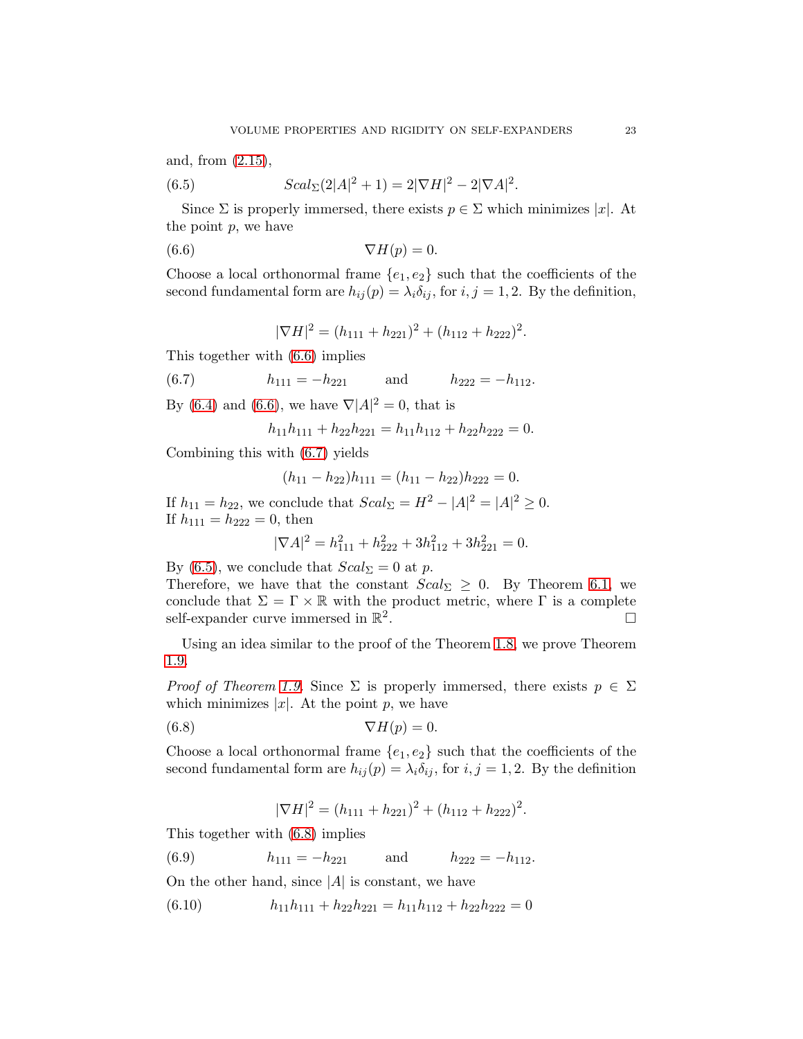and, from (2.15),

$$Scal_\Sigma(2|A|^2 + 1) = 2|\nabla H|^2 - 2|\nabla A|^2. \tag{6.5}$$

Since $\Sigma$ is properly immersed, there exists $p \in \Sigma$ which minimizes $|x|$. At the point $p$, we have

$$\nabla H(p) = 0. \tag{6.6}$$

Choose a local orthonormal frame $\{e_1, e_2\}$ such that the coefficients of the second fundamental form are $h_{ij}(p) = \lambda_i \delta_{ij}$, for $i, j = 1, 2$. By the definition,

$$|\nabla H|^2 = (h_{111} + h_{221})^2 + (h_{112} + h_{222})^2.$$

This together with (6.6) implies

$$h_{111} = -h_{221} \qquad \text{and} \qquad h_{222} = -h_{112}. \tag{6.7}$$

By (6.4) and (6.6), we have $\nabla|A|^2 = 0$, that is

$$h_{11}h_{111} + h_{22}h_{221} = h_{11}h_{112} + h_{22}h_{222} = 0.$$

Combining this with (6.7) yields

$$(h_{11} - h_{22})h_{111} = (h_{11} - h_{22})h_{222} = 0.$$

If $h_{11} = h_{22}$, we conclude that $Scal_\Sigma = H^2 - |A|^2 = |A|^2 \geq 0$.
If $h_{111} = h_{222} = 0$, then

$$|\nabla A|^2 = h_{111}^2 + h_{222}^2 + 3h_{112}^2 + 3h_{221}^2 = 0.$$

By (6.5), we conclude that $Scal_\Sigma = 0$ at $p$.
Therefore, we have that the constant $Scal_\Sigma \geq 0$. By Theorem 6.1, we conclude that $\Sigma = \Gamma \times \mathbb{R}$ with the product metric, where $\Gamma$ is a complete self-expander curve immersed in $\mathbb{R}^2$. □

Using an idea similar to the proof of the Theorem 1.8, we prove Theorem 1.9.

*Proof of Theorem 1.9.* Since $\Sigma$ is properly immersed, there exists $p \in \Sigma$ which minimizes $|x|$. At the point $p$, we have

$$\nabla H(p) = 0. \tag{6.8}$$

Choose a local orthonormal frame $\{e_1, e_2\}$ such that the coefficients of the second fundamental form are $h_{ij}(p) = \lambda_i \delta_{ij}$, for $i, j = 1, 2$. By the definition

$$|\nabla H|^2 = (h_{111} + h_{221})^2 + (h_{112} + h_{222})^2.$$

This together with (6.8) implies

$$h_{111} = -h_{221} \qquad \text{and} \qquad h_{222} = -h_{112}. \tag{6.9}$$

On the other hand, since $|A|$ is constant, we have

$$h_{11}h_{111} + h_{22}h_{221} = h_{11}h_{112} + h_{22}h_{222} = 0 \tag{6.10}$$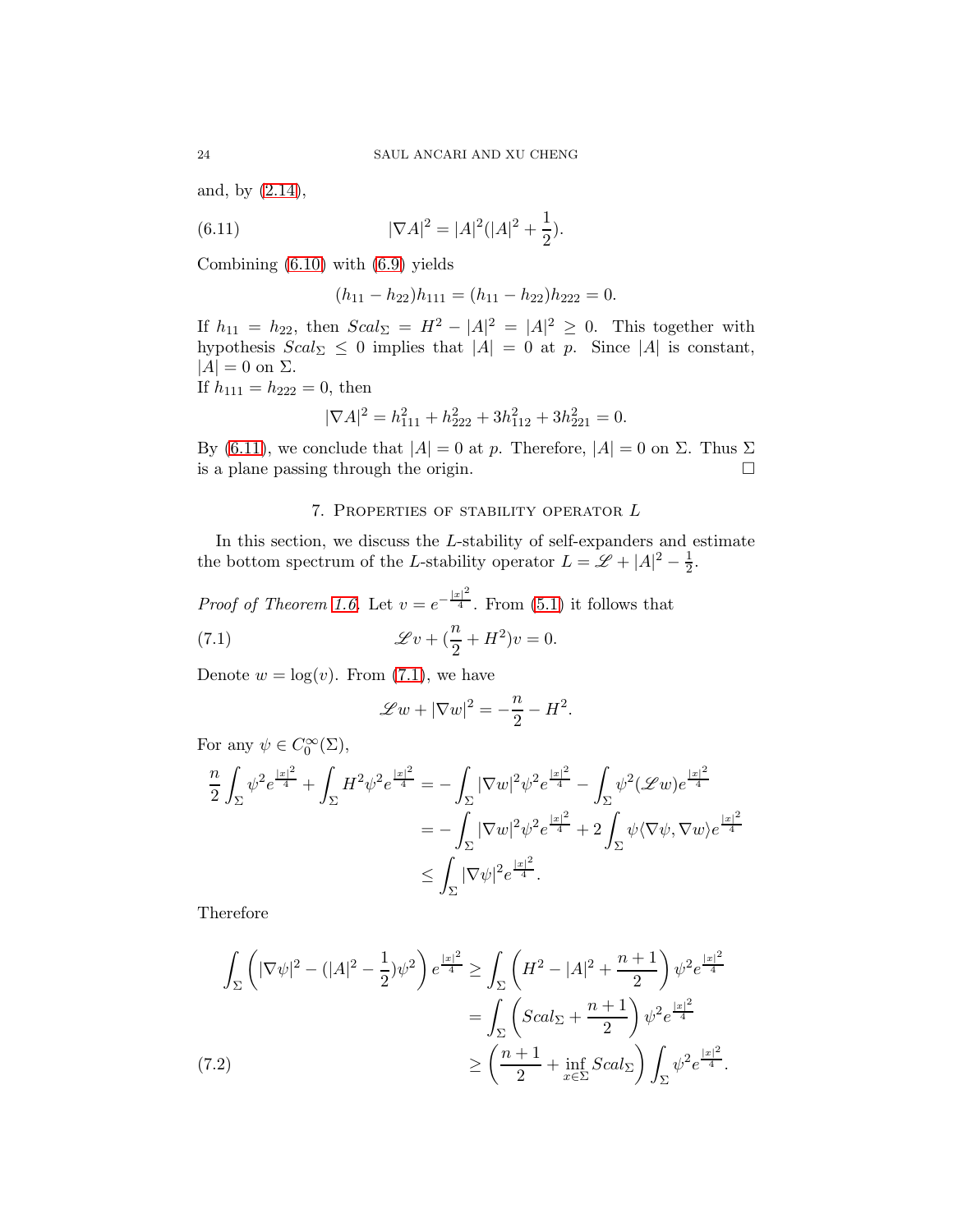and, by (2.14),

$$|\nabla A|^2 = |A|^2(|A|^2 + \frac{1}{2}). \tag{6.11}$$

Combining (6.10) with (6.9) yields

$$(h_{11} - h_{22})h_{111} = (h_{11} - h_{22})h_{222} = 0.$$

If $h_{11} = h_{22}$, then $Scal_\Sigma = H^2 - |A|^2 = |A|^2 \geq 0$. This together with hypothesis $Scal_\Sigma \leq 0$ implies that $|A| = 0$ at $p$. Since $|A|$ is constant, $|A| = 0$ on $\Sigma$.
If $h_{111} = h_{222} = 0$, then

$$|\nabla A|^2 = h_{111}^2 + h_{222}^2 + 3h_{112}^2 + 3h_{221}^2 = 0.$$

By (6.11), we conclude that $|A| = 0$ at $p$. Therefore, $|A| = 0$ on $\Sigma$. Thus $\Sigma$ is a plane passing through the origin. $\square$

## 7. Properties of stability operator $L$

In this section, we discuss the $L$-stability of self-expanders and estimate the bottom spectrum of the $L$-stability operator $L = \mathscr{L} + |A|^2 - \frac{1}{2}$.

*Proof of Theorem 1.6.* Let $v = e^{-\frac{|x|^2}{4}}$. From (5.1) it follows that

$$\mathscr{L}v + (\frac{n}{2} + H^2)v = 0. \tag{7.1}$$

Denote $w = \log(v)$. From (7.1), we have

$$\mathscr{L}w + |\nabla w|^2 = -\frac{n}{2} - H^2.$$

For any $\psi \in C_0^\infty(\Sigma)$,

$$\begin{aligned}
\frac{n}{2}\int_\Sigma \psi^2 e^{\frac{|x|^2}{4}} + \int_\Sigma H^2\psi^2 e^{\frac{|x|^2}{4}} &= -\int_\Sigma |\nabla w|^2\psi^2 e^{\frac{|x|^2}{4}} - \int_\Sigma \psi^2(\mathscr{L}w)e^{\frac{|x|^2}{4}} \\
&= -\int_\Sigma |\nabla w|^2\psi^2 e^{\frac{|x|^2}{4}} + 2\int_\Sigma \psi\langle\nabla\psi, \nabla w\rangle e^{\frac{|x|^2}{4}} \\
&\leq \int_\Sigma |\nabla\psi|^2 e^{\frac{|x|^2}{4}}.
\end{aligned}$$

Therefore

$$\begin{aligned}
\int_\Sigma \left(|\nabla\psi|^2 - (|A|^2 - \frac{1}{2})\psi^2\right) e^{\frac{|x|^2}{4}} &\geq \int_\Sigma \left(H^2 - |A|^2 + \frac{n+1}{2}\right)\psi^2 e^{\frac{|x|^2}{4}} \\
&= \int_\Sigma \left(Scal_\Sigma + \frac{n+1}{2}\right)\psi^2 e^{\frac{|x|^2}{4}} \\
&\geq \left(\frac{n+1}{2} + \inf_{x\in\Sigma} Scal_\Sigma\right)\int_\Sigma \psi^2 e^{\frac{|x|^2}{4}}.
\end{aligned} \tag{7.2}$$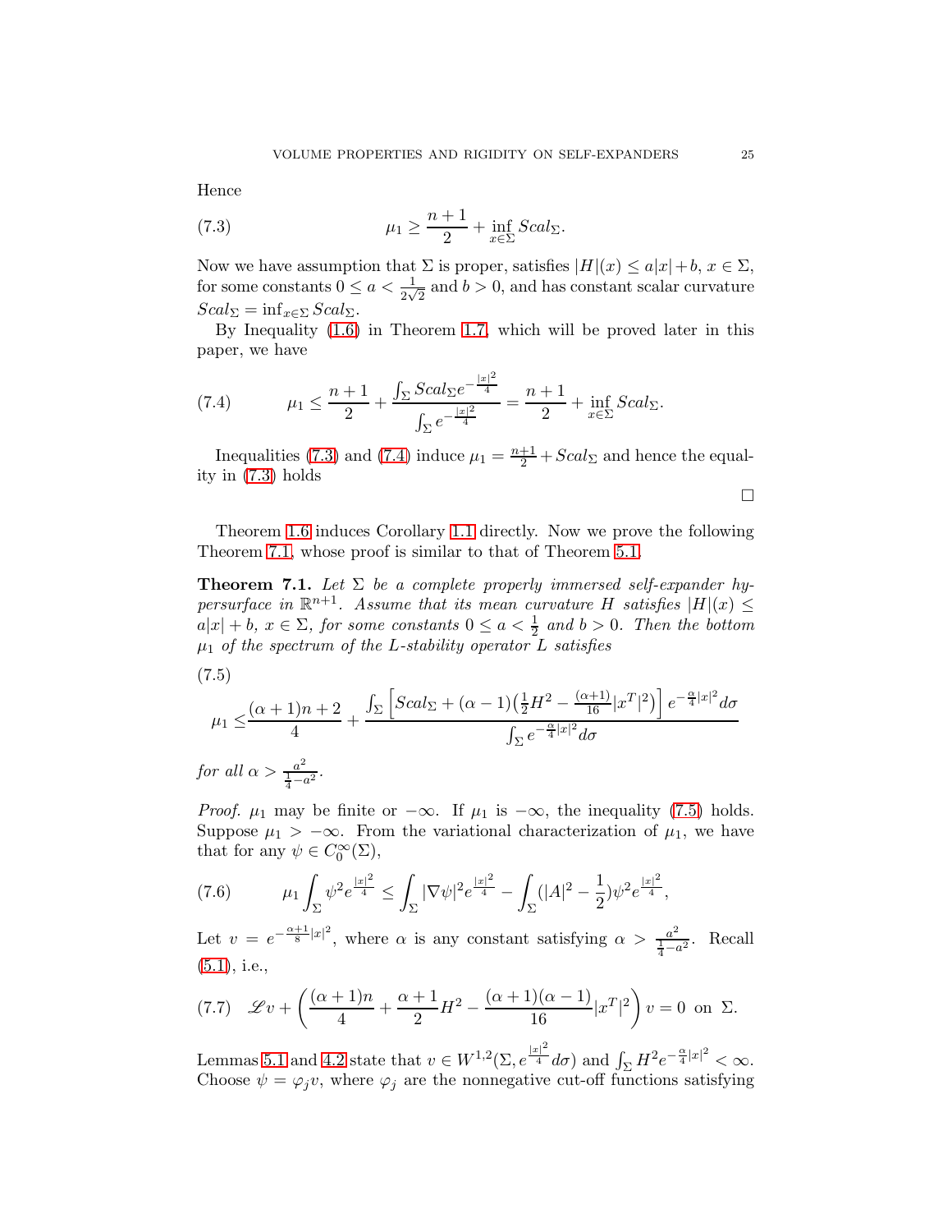Hence

$$\mu_1 \geq \frac{n+1}{2} + \inf_{x\in\Sigma} Scal_\Sigma. \tag{7.3}$$

Now we have assumption that $\Sigma$ is proper, satisfies $|H|(x) \leq a|x| + b$, $x \in \Sigma$, for some constants $0 \leq a < \frac{1}{2\sqrt{2}}$ and $b > 0$, and has constant scalar curvature $Scal_\Sigma = \inf_{x\in\Sigma} Scal_\Sigma$.

By Inequality (1.6) in Theorem 1.7, which will be proved later in this paper, we have

$$\mu_1 \leq \frac{n+1}{2} + \frac{\int_\Sigma Scal_\Sigma e^{-\frac{|x|^2}{4}}}{\int_\Sigma e^{-\frac{|x|^2}{4}}} = \frac{n+1}{2} + \inf_{x\in\Sigma} Scal_\Sigma. \tag{7.4}$$

Inequalities (7.3) and (7.4) induce $\mu_1 = \frac{n+1}{2} + Scal_\Sigma$ and hence the equality in (7.3) holds

□

Theorem 1.6 induces Corollary 1.1 directly. Now we prove the following Theorem 7.1, whose proof is similar to that of Theorem 5.1.

**Theorem 7.1.** *Let $\Sigma$ be a complete properly immersed self-expander hypersurface in $\mathbb{R}^{n+1}$. Assume that its mean curvature $H$ satisfies $|H|(x) \leq a|x| + b$, $x \in \Sigma$, for some constants $0 \leq a < \frac{1}{2}$ and $b > 0$. Then the bottom $\mu_1$ of the spectrum of the $L$-stability operator $L$ satisfies*

$$\mu_1 \leq \frac{(\alpha+1)n+2}{4} + \frac{\int_\Sigma \left[Scal_\Sigma + (\alpha-1)\left(\frac{1}{2}H^2 - \frac{(\alpha+1)}{16}|x^T|^2\right)\right] e^{-\frac{\alpha}{4}|x|^2} d\sigma}{\int_\Sigma e^{-\frac{\alpha}{4}|x|^2} d\sigma} \tag{7.5}$$

*for all $\alpha > \frac{a^2}{\frac{1}{4} - a^2}$.*

*Proof.* $\mu_1$ may be finite or $-\infty$. If $\mu_1$ is $-\infty$, the inequality (7.5) holds. Suppose $\mu_1 > -\infty$. From the variational characterization of $\mu_1$, we have that for any $\psi \in C_0^\infty(\Sigma)$,

$$\mu_1 \int_\Sigma \psi^2 e^{\frac{|x|^2}{4}} \leq \int_\Sigma |\nabla \psi|^2 e^{\frac{|x|^2}{4}} - \int_\Sigma (|A|^2 - \frac{1}{2})\psi^2 e^{\frac{|x|^2}{4}}, \tag{7.6}$$

Let $v = e^{-\frac{\alpha+1}{8}|x|^2}$, where $\alpha$ is any constant satisfying $\alpha > \frac{a^2}{\frac{1}{4}-a^2}$. Recall (5.1), i.e.,

$$\mathscr{L} v + \left(\frac{(\alpha+1)n}{4} + \frac{\alpha+1}{2}H^2 - \frac{(\alpha+1)(\alpha-1)}{16}|x^T|^2\right) v = 0 \text{ on } \Sigma. \tag{7.7}$$

Lemmas 5.1 and 4.2 state that $v \in W^{1,2}(\Sigma, e^{\frac{|x|^2}{4}} d\sigma)$ and $\int_\Sigma H^2 e^{-\frac{\alpha}{4}|x|^2} < \infty$. Choose $\psi = \varphi_j v$, where $\varphi_j$ are the nonnegative cut-off functions satisfying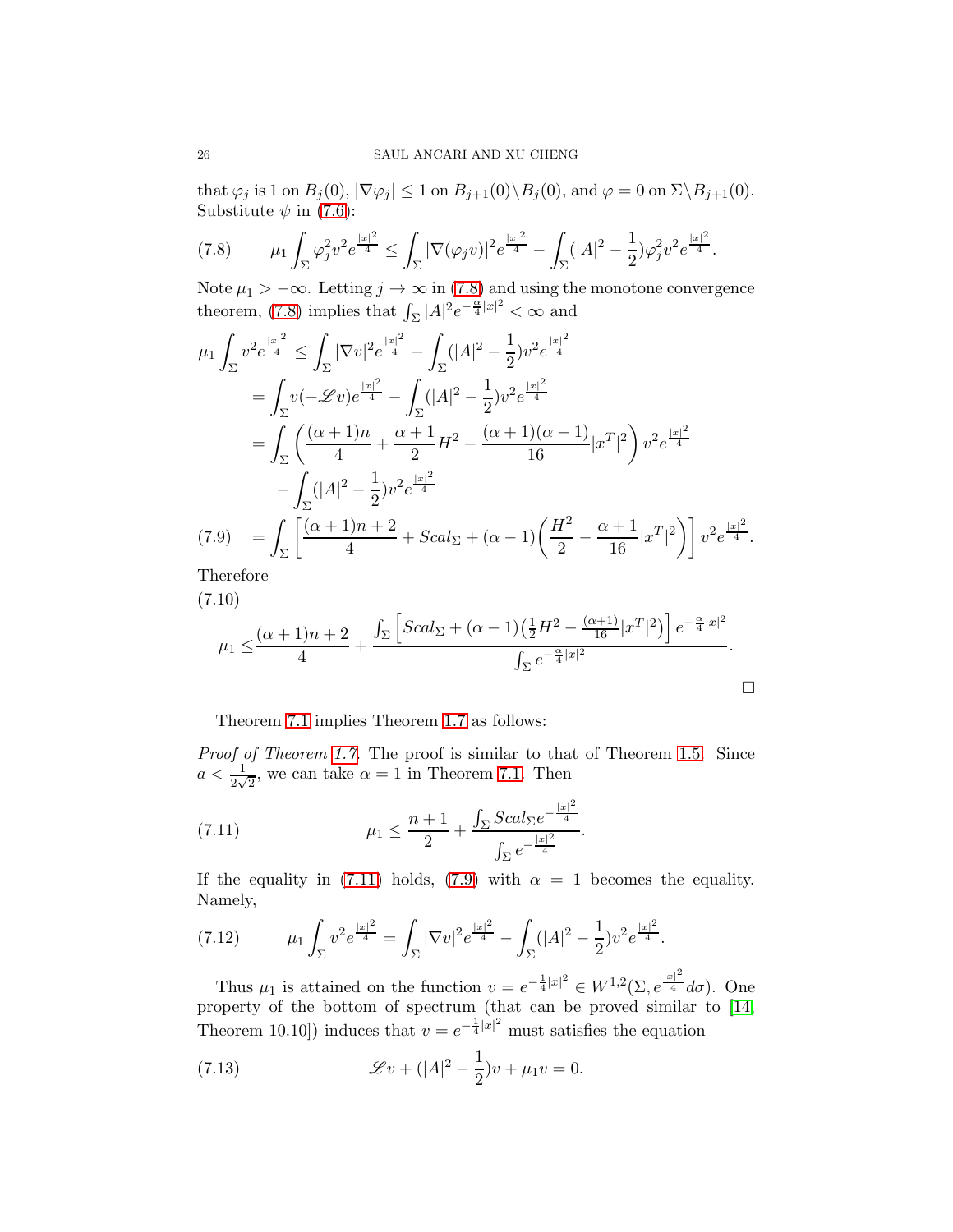that $\varphi_j$ is 1 on $B_j(0)$, $|\nabla\varphi_j| \le 1$ on $B_{j+1}(0)\backslash B_j(0)$, and $\varphi = 0$ on $\Sigma\backslash B_{j+1}(0)$. Substitute $\psi$ in (7.6):

$$\mu_1 \int_\Sigma \varphi_j^2 v^2 e^{\frac{|x|^2}{4}} \le \int_\Sigma |\nabla(\varphi_j v)|^2 e^{\frac{|x|^2}{4}} - \int_\Sigma (|A|^2 - \frac{1}{2})\varphi_j^2 v^2 e^{\frac{|x|^2}{4}}. \tag{7.8}$$

Note $\mu_1 > -\infty$. Letting $j \to \infty$ in (7.8) and using the monotone convergence theorem, (7.8) implies that $\int_\Sigma |A|^2 e^{-\frac{\alpha}{4}|x|^2} < \infty$ and

$$\begin{aligned}
\mu_1 \int_\Sigma v^2 e^{\frac{|x|^2}{4}} &\le \int_\Sigma |\nabla v|^2 e^{\frac{|x|^2}{4}} - \int_\Sigma (|A|^2 - \frac{1}{2}) v^2 e^{\frac{|x|^2}{4}} \\
&= \int_\Sigma v(-\mathscr{L} v) e^{\frac{|x|^2}{4}} - \int_\Sigma (|A|^2 - \frac{1}{2}) v^2 e^{\frac{|x|^2}{4}} \\
&= \int_\Sigma \left( \frac{(\alpha+1)n}{4} + \frac{\alpha+1}{2} H^2 - \frac{(\alpha+1)(\alpha-1)}{16} |x^T|^2 \right) v^2 e^{\frac{|x|^2}{4}} \\
&\quad - \int_\Sigma (|A|^2 - \frac{1}{2}) v^2 e^{\frac{|x|^2}{4}} \\
&= \int_\Sigma \left[ \frac{(\alpha+1)n+2}{4} + Scal_\Sigma + (\alpha-1)\left( \frac{H^2}{2} - \frac{\alpha+1}{16}|x^T|^2 \right) \right] v^2 e^{\frac{|x|^2}{4}}.
\end{aligned} \tag{7.9}$$

Therefore

$$\mu_1 \le \frac{(\alpha+1)n+2}{4} + \frac{\int_\Sigma \left[ Scal_\Sigma + (\alpha-1)\left(\frac{1}{2}H^2 - \frac{(\alpha+1)}{16}|x^T|^2\right) \right] e^{-\frac{\alpha}{4}|x|^2}}{\int_\Sigma e^{-\frac{\alpha}{4}|x|^2}}. \tag{7.10}$$

□

Theorem 7.1 implies Theorem 1.7 as follows:

*Proof of Theorem 1.7.* The proof is similar to that of Theorem 1.5. Since $a < \frac{1}{2\sqrt{2}}$, we can take $\alpha = 1$ in Theorem 7.1. Then

$$\mu_1 \le \frac{n+1}{2} + \frac{\int_\Sigma Scal_\Sigma e^{-\frac{|x|^2}{4}}}{\int_\Sigma e^{-\frac{|x|^2}{4}}}. \tag{7.11}$$

If the equality in (7.11) holds, (7.9) with $\alpha = 1$ becomes the equality. Namely,

$$\mu_1 \int_\Sigma v^2 e^{\frac{|x|^2}{4}} = \int_\Sigma |\nabla v|^2 e^{\frac{|x|^2}{4}} - \int_\Sigma (|A|^2 - \frac{1}{2}) v^2 e^{\frac{|x|^2}{4}}. \tag{7.12}$$

Thus $\mu_1$ is attained on the function $v = e^{-\frac{1}{4}|x|^2} \in W^{1,2}(\Sigma, e^{\frac{|x|^2}{4}} d\sigma)$. One property of the bottom of spectrum (that can be proved similar to [14, Theorem 10.10]) induces that $v = e^{-\frac{1}{4}|x|^2}$ must satisfies the equation

$$\mathscr{L} v + (|A|^2 - \frac{1}{2}) v + \mu_1 v = 0. \tag{7.13}$$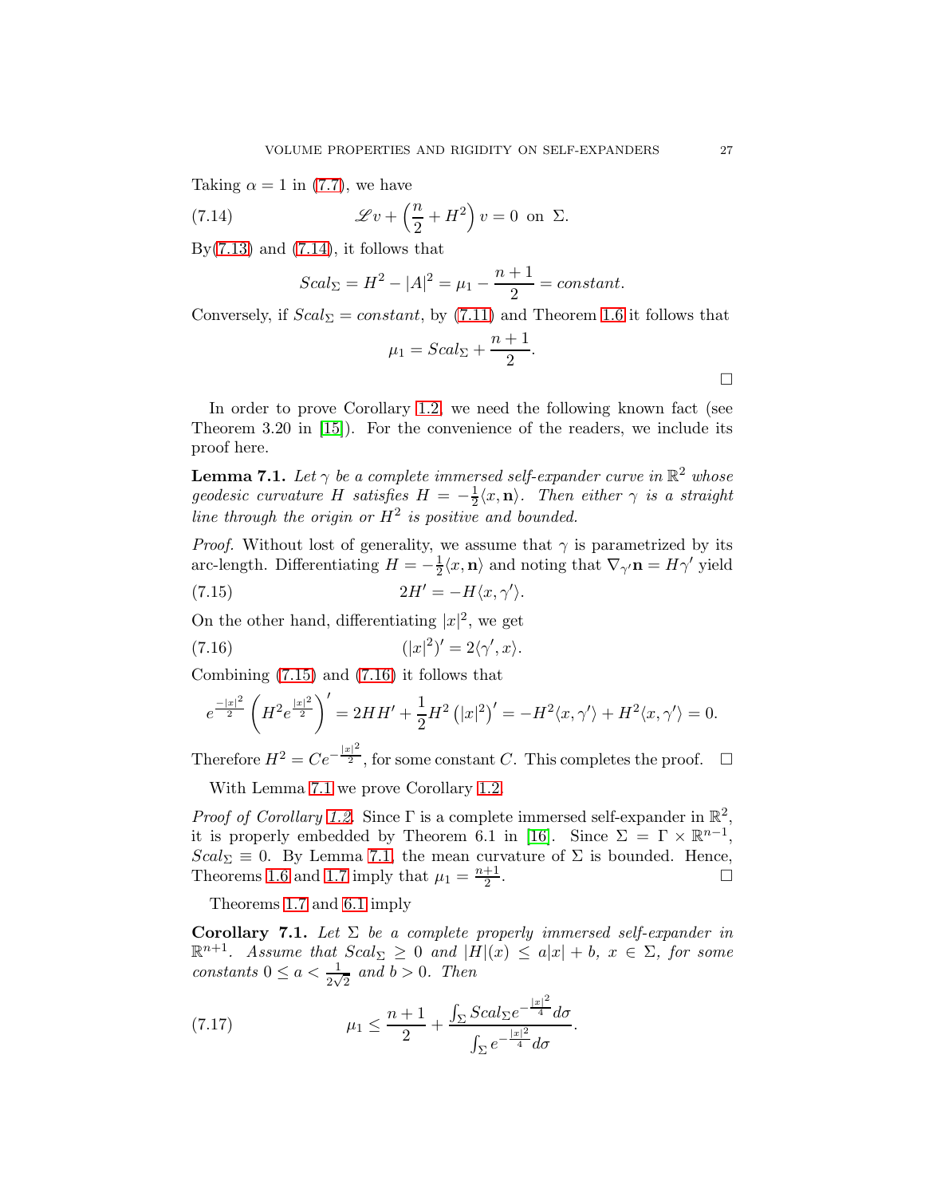Taking $\alpha = 1$ in (7.7), we have

$$\mathscr{L}v + \left(\frac{n}{2} + H^2\right) v = 0 \text{ on } \Sigma. \tag{7.14}$$

By(7.13) and (7.14), it follows that

$$Scal_\Sigma = H^2 - |A|^2 = \mu_1 - \frac{n+1}{2} = constant.$$

Conversely, if $Scal_\Sigma = constant$, by (7.11) and Theorem 1.6 it follows that

$$\mu_1 = Scal_\Sigma + \frac{n+1}{2}.$$

$\square$

In order to prove Corollary 1.2, we need the following known fact (see Theorem 3.20 in [15]). For the convenience of the readers, we include its proof here.

**Lemma 7.1.** *Let $\gamma$ be a complete immersed self-expander curve in $\mathbb{R}^2$ whose geodesic curvature $H$ satisfies $H = -\frac{1}{2}\langle x, \mathbf{n}\rangle$. Then either $\gamma$ is a straight line through the origin or $H^2$ is positive and bounded.*

*Proof.* Without lost of generality, we assume that $\gamma$ is parametrized by its arc-length. Differentiating $H = -\frac{1}{2}\langle x, \mathbf{n}\rangle$ and noting that $\nabla_{\gamma'}\mathbf{n} = H\gamma'$ yield

$$2H' = -H\langle x, \gamma'\rangle. \tag{7.15}$$

On the other hand, differentiating $|x|^2$, we get

$$(|x|^2)' = 2\langle \gamma', x\rangle. \tag{7.16}$$

Combining (7.15) and (7.16) it follows that

$$e^{\frac{-|x|^2}{2}}\left(H^2 e^{\frac{|x|^2}{2}}\right)' = 2HH' + \frac{1}{2}H^2\left(|x|^2\right)' = -H^2\langle x, \gamma'\rangle + H^2\langle x, \gamma'\rangle = 0.$$

Therefore $H^2 = Ce^{-\frac{|x|^2}{2}}$, for some constant $C$. This completes the proof. $\square$

With Lemma 7.1 we prove Corollary 1.2.

*Proof of Corollary 1.2.* Since $\Gamma$ is a complete immersed self-expander in $\mathbb{R}^2$, it is properly embedded by Theorem 6.1 in [16]. Since $\Sigma = \Gamma \times \mathbb{R}^{n-1}$, $Scal_\Sigma \equiv 0$. By Lemma 7.1, the mean curvature of $\Sigma$ is bounded. Hence, Theorems 1.6 and 1.7 imply that $\mu_1 = \frac{n+1}{2}$. $\square$

Theorems 1.7 and 6.1 imply

**Corollary 7.1.** *Let $\Sigma$ be a complete properly immersed self-expander in $\mathbb{R}^{n+1}$. Assume that $Scal_\Sigma \geq 0$ and $|H|(x) \leq a|x| + b$, $x \in \Sigma$, for some constants $0 \leq a < \frac{1}{2\sqrt{2}}$ and $b > 0$. Then*

$$\mu_1 \leq \frac{n+1}{2} + \frac{\int_\Sigma Scal_\Sigma e^{-\frac{|x|^2}{4}} d\sigma}{\int_\Sigma e^{-\frac{|x|^2}{4}} d\sigma}. \tag{7.17}$$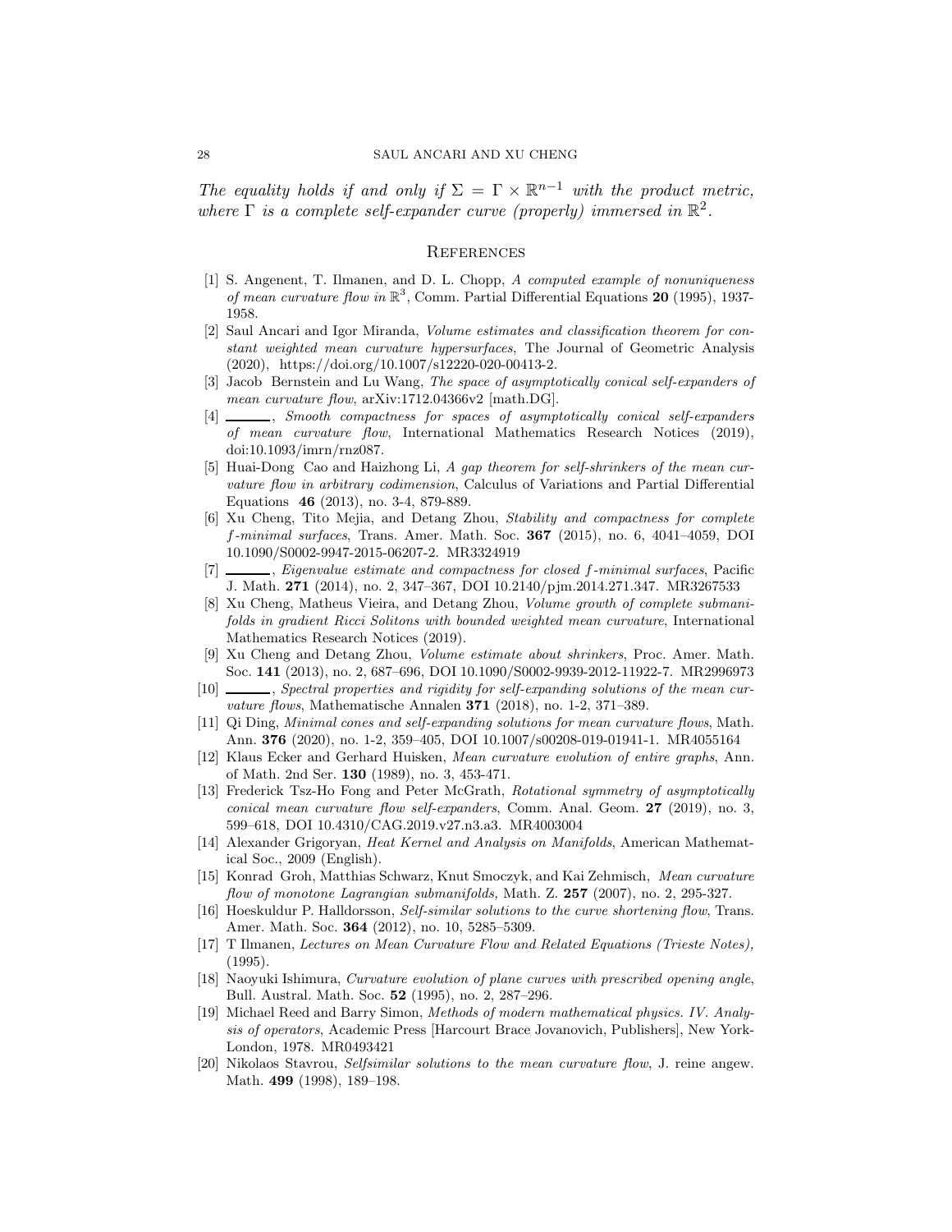*The equality holds if and only if $\Sigma = \Gamma \times \mathbb{R}^{n-1}$ with the product metric, where $\Gamma$ is a complete self-expander curve (properly) immersed in $\mathbb{R}^2$.*

## References

[1] S. Angenent, T. Ilmanen, and D. L. Chopp, *A computed example of nonuniqueness of mean curvature flow in* $\mathbb{R}^3$, Comm. Partial Differential Equations **20** (1995), 1937-1958.

[2] Saul Ancari and Igor Miranda, *Volume estimates and classification theorem for constant weighted mean curvature hypersurfaces*, The Journal of Geometric Analysis (2020), https://doi.org/10.1007/s12220-020-00413-2.

[3] Jacob Bernstein and Lu Wang, *The space of asymptotically conical self-expanders of mean curvature flow*, arXiv:1712.04366v2 [math.DG].

[4] ______, *Smooth compactness for spaces of asymptotically conical self-expanders of mean curvature flow*, International Mathematics Research Notices (2019), doi:10.1093/imrn/rnz087.

[5] Huai-Dong Cao and Haizhong Li, *A gap theorem for self-shrinkers of the mean curvature flow in arbitrary codimension*, Calculus of Variations and Partial Differential Equations **46** (2013), no. 3-4, 879-889.

[6] Xu Cheng, Tito Mejia, and Detang Zhou, *Stability and compactness for complete f-minimal surfaces*, Trans. Amer. Math. Soc. **367** (2015), no. 6, 4041–4059, DOI 10.1090/S0002-9947-2015-06207-2. MR3324919

[7] ______, *Eigenvalue estimate and compactness for closed f-minimal surfaces*, Pacific J. Math. **271** (2014), no. 2, 347–367, DOI 10.2140/pjm.2014.271.347. MR3267533

[8] Xu Cheng, Matheus Vieira, and Detang Zhou, *Volume growth of complete submanifolds in gradient Ricci Solitons with bounded weighted mean curvature*, International Mathematics Research Notices (2019).

[9] Xu Cheng and Detang Zhou, *Volume estimate about shrinkers*, Proc. Amer. Math. Soc. **141** (2013), no. 2, 687–696, DOI 10.1090/S0002-9939-2012-11922-7. MR2996973

[10] ______, *Spectral properties and rigidity for self-expanding solutions of the mean curvature flows*, Mathematische Annalen **371** (2018), no. 1-2, 371–389.

[11] Qi Ding, *Minimal cones and self-expanding solutions for mean curvature flows*, Math. Ann. **376** (2020), no. 1-2, 359–405, DOI 10.1007/s00208-019-01941-1. MR4055164

[12] Klaus Ecker and Gerhard Huisken, *Mean curvature evolution of entire graphs*, Ann. of Math. 2nd Ser. **130** (1989), no. 3, 453-471.

[13] Frederick Tsz-Ho Fong and Peter McGrath, *Rotational symmetry of asymptotically conical mean curvature flow self-expanders*, Comm. Anal. Geom. **27** (2019), no. 3, 599–618, DOI 10.4310/CAG.2019.v27.n3.a3. MR4003004

[14] Alexander Grigoryan, *Heat Kernel and Analysis on Manifolds*, American Mathematical Soc., 2009 (English).

[15] Konrad Groh, Matthias Schwarz, Knut Smoczyk, and Kai Zehmisch, *Mean curvature flow of monotone Lagrangian submanifolds,* Math. Z. **257** (2007), no. 2, 295-327.

[16] Hoeskuldur P. Halldorsson, *Self-similar solutions to the curve shortening flow*, Trans. Amer. Math. Soc. **364** (2012), no. 10, 5285–5309.

[17] T Ilmanen, *Lectures on Mean Curvature Flow and Related Equations (Trieste Notes),* (1995).

[18] Naoyuki Ishimura, *Curvature evolution of plane curves with prescribed opening angle*, Bull. Austral. Math. Soc. **52** (1995), no. 2, 287–296.

[19] Michael Reed and Barry Simon, *Methods of modern mathematical physics. IV. Analysis of operators*, Academic Press [Harcourt Brace Jovanovich, Publishers], New York-London, 1978. MR0493421

[20] Nikolaos Stavrou, *Selfsimilar solutions to the mean curvature flow*, J. reine angew. Math. **499** (1998), 189–198.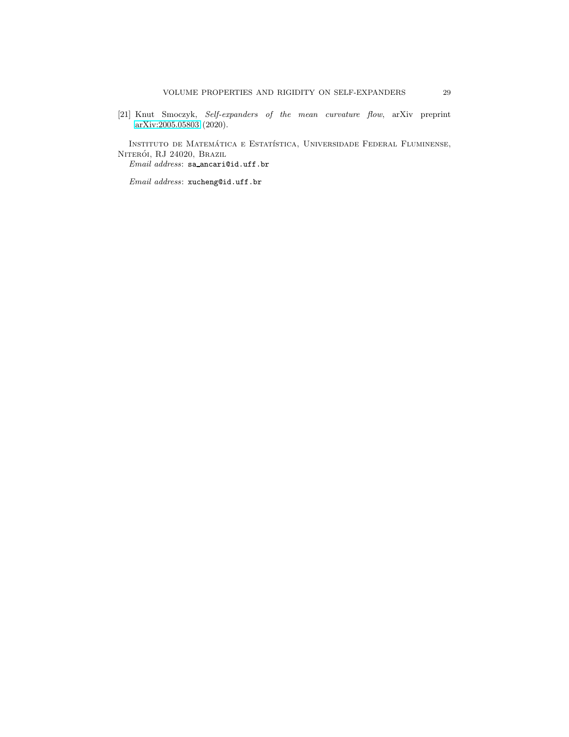[21] Knut Smoczyk, *Self-expanders of the mean curvature flow*, arXiv preprint arXiv:2005.05803 (2020).

Instituto de Matemática e Estatística, Universidade Federal Fluminense, Niterói, RJ 24020, Brazil
*Email address*: `sa_ancari@id.uff.br`

*Email address*: `xucheng@id.uff.br`